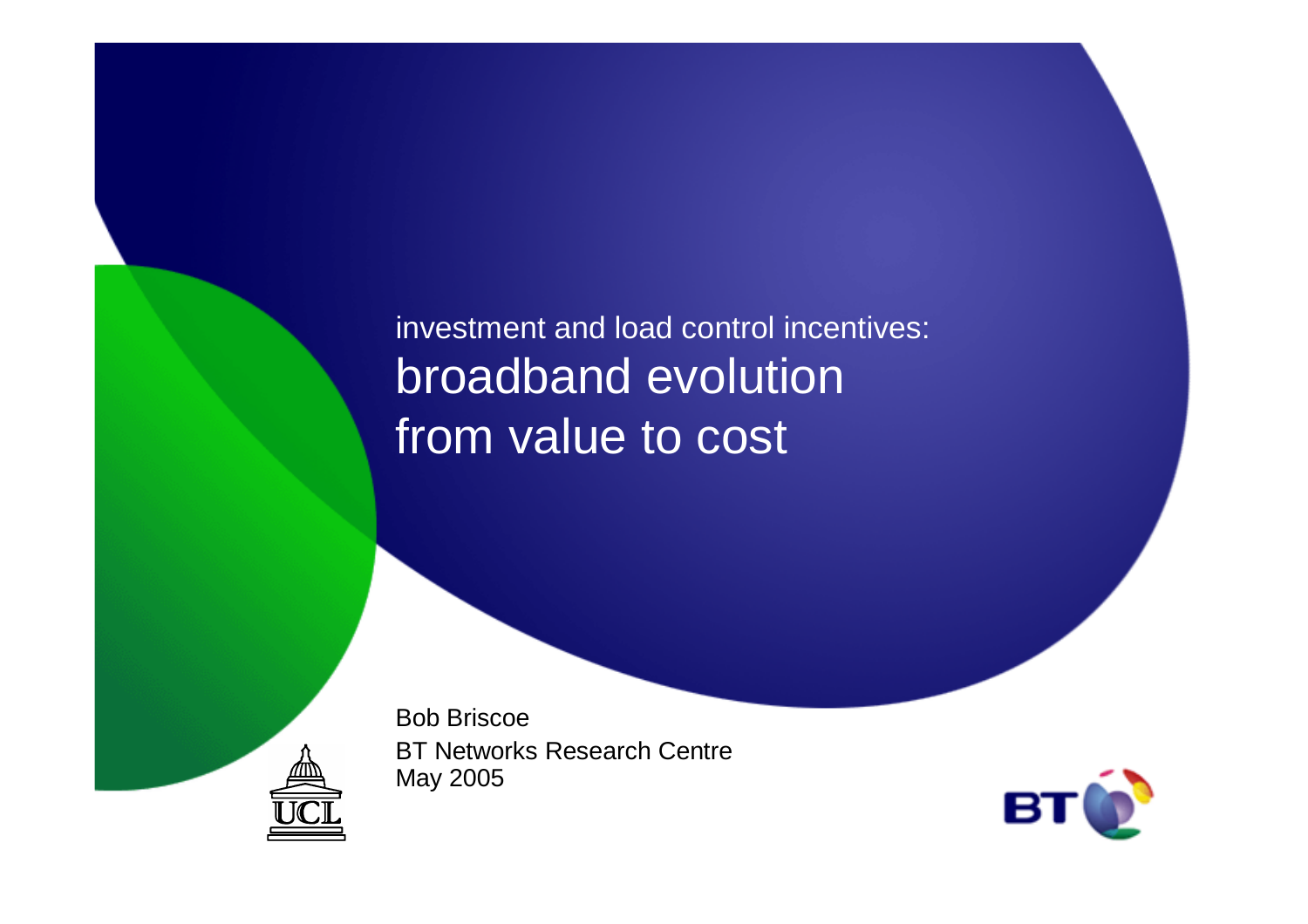investment and load control incentives:

# broadband evolution from value to cost

Bob Briscoe

BT Networks Research Centre

May 2005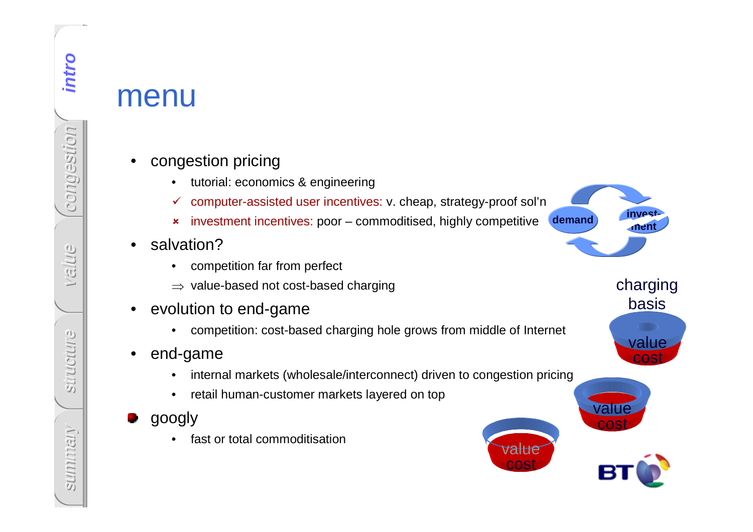# menu

- congestion pricing
  - tutorial: economics & engineering
  - ✓ computer-assisted user incentives: v. cheap, strategy-proof sol'n
  - × investment incentives: poor – commoditised, highly competitive
- salvation?
  - competition far from perfect
  - ⇒ value-based not cost-based charging
- evolution to end-game
  - competition: cost-based charging hole grows from middle of Internet
- end-game
  - internal markets (wholesale/interconnect) driven to congestion pricing
  - retail human-customer markets layered on top
- googly
  - fast or total commoditisation

demand — invest-ment

charging basis

value / cost

value / cost

value / cost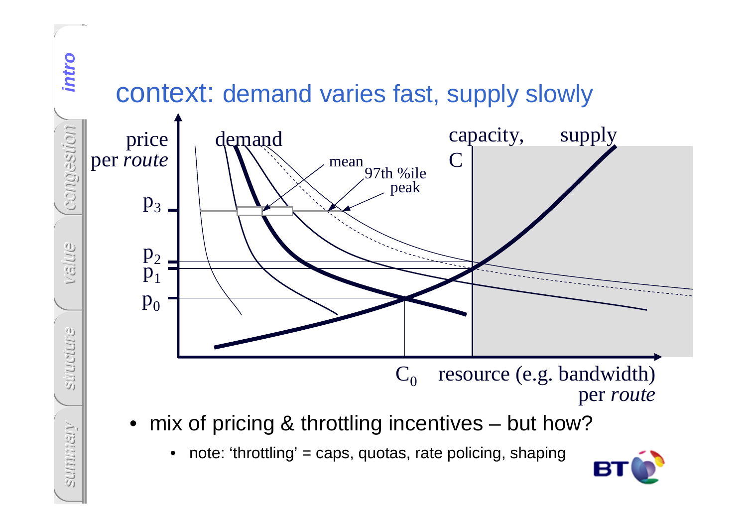# context: demand varies fast, supply slowly

- mix of pricing & throttling incentives – but how?
  - note: ‘throttling’ = caps, quotas, rate policing, shaping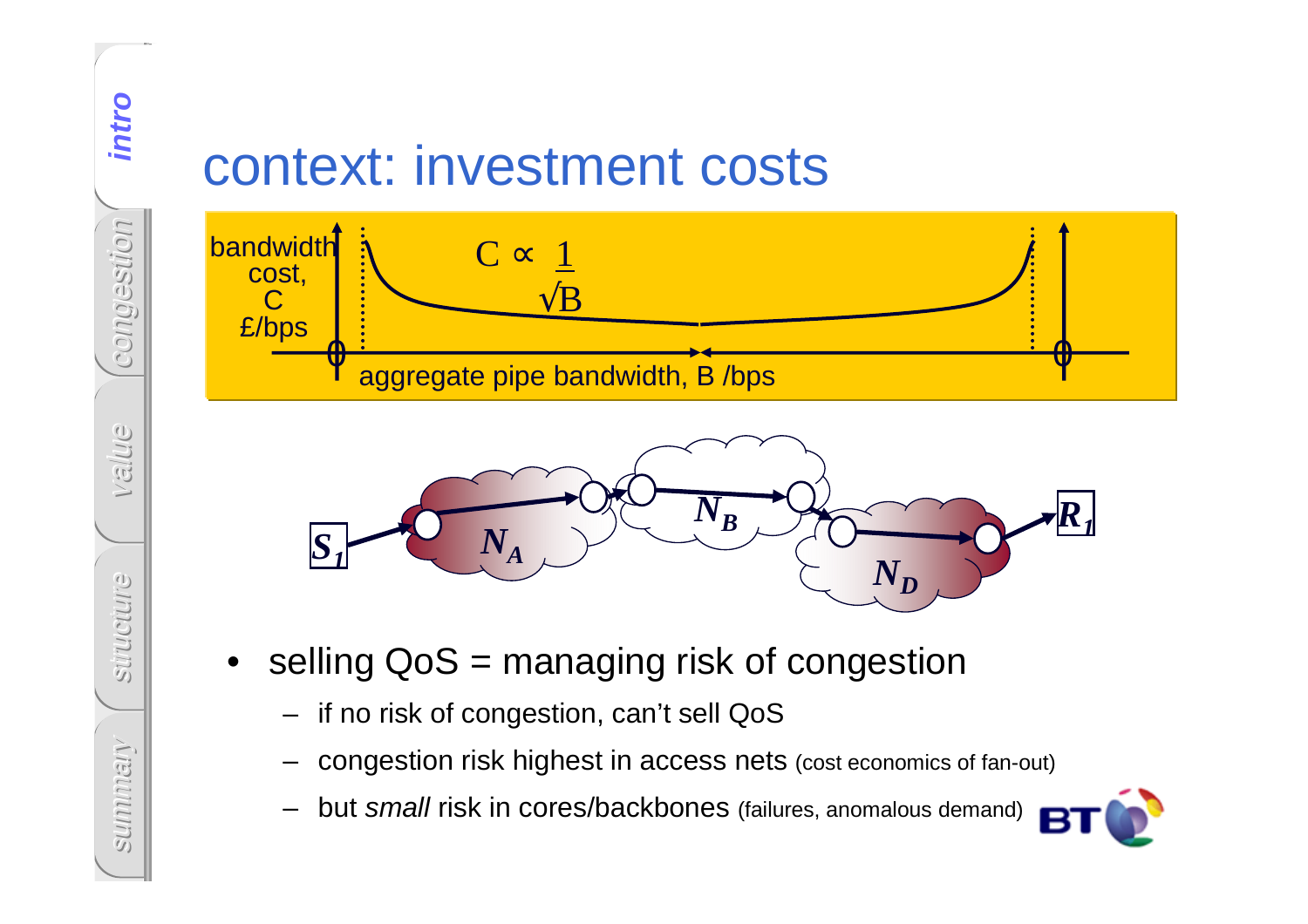# context: investment costs

bandwidth cost, C £/bps

$C \propto \frac{1}{\sqrt{B}}$

0 aggregate pipe bandwidth, B /bps 0

$S_1$ $N_A$ $N_B$ $N_D$ $R_1$

- selling QoS = managing risk of congestion
  - if no risk of congestion, can't sell QoS
  - congestion risk highest in access nets (cost economics of fan-out)
  - but *small* risk in cores/backbones (failures, anomalous demand)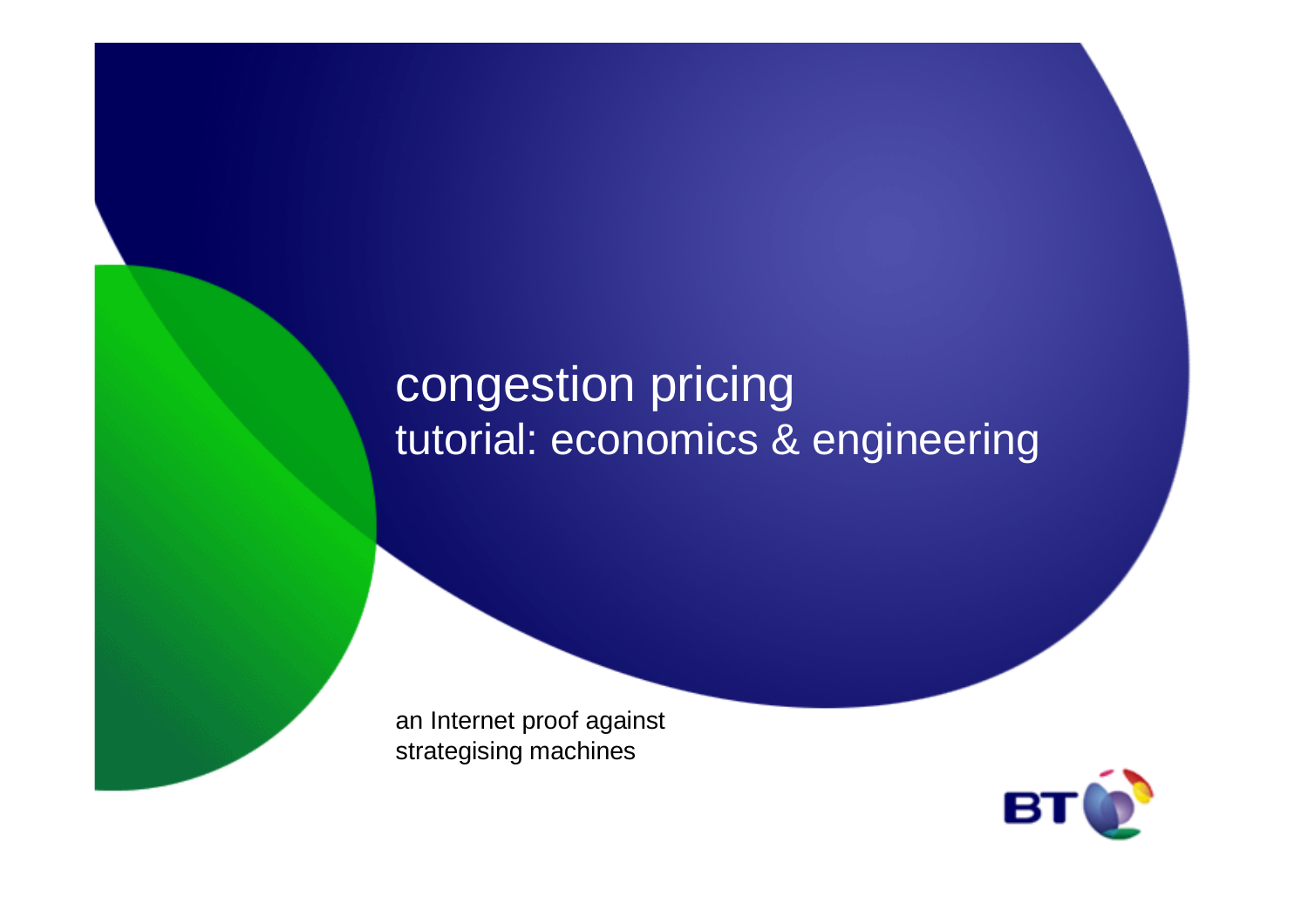# congestion pricing
## tutorial: economics & engineering

an Internet proof against
strategising machines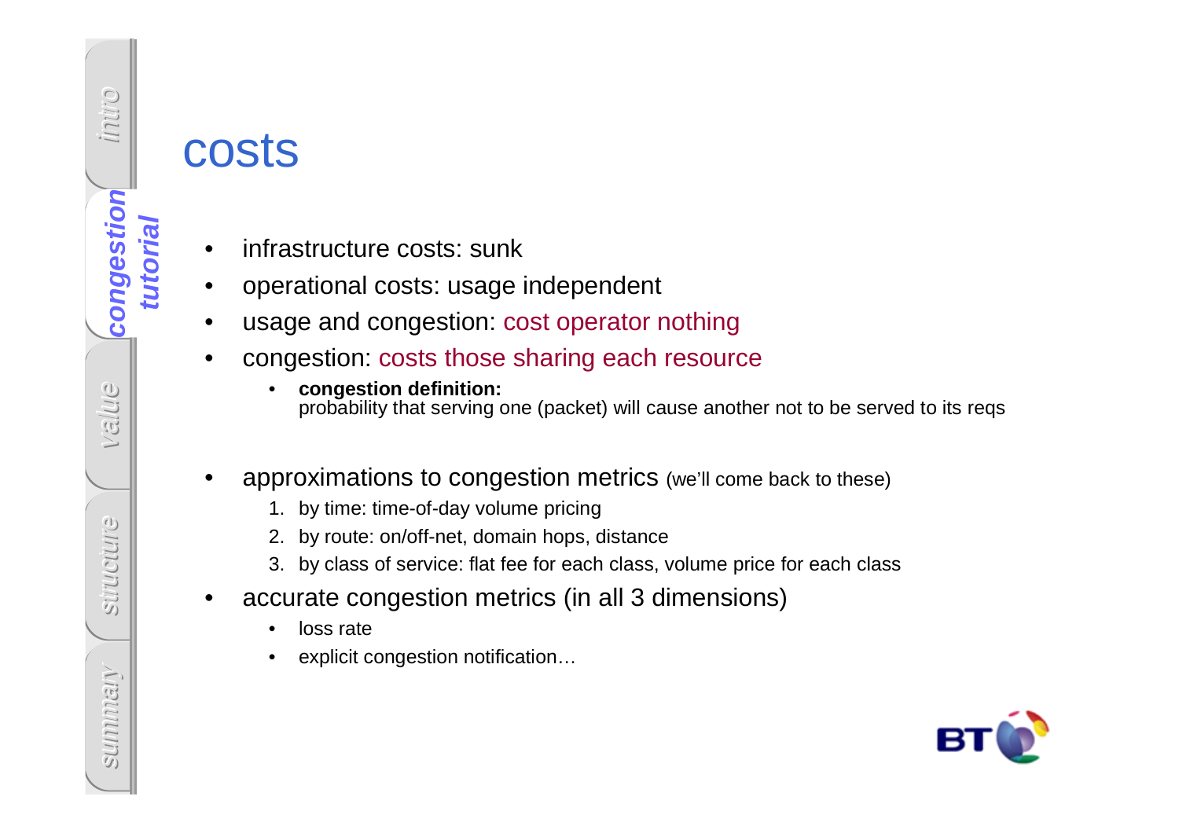# costs

- infrastructure costs: sunk
- operational costs: usage independent
- usage and congestion: cost operator nothing
- congestion: costs those sharing each resource
  - **congestion definition:**
    probability that serving one (packet) will cause another not to be served to its reqs
- approximations to congestion metrics (we'll come back to these)
  1. by time: time-of-day volume pricing
  2. by route: on/off-net, domain hops, distance
  3. by class of service: flat fee for each class, volume price for each class
- accurate congestion metrics (in all 3 dimensions)
  - loss rate
  - explicit congestion notification…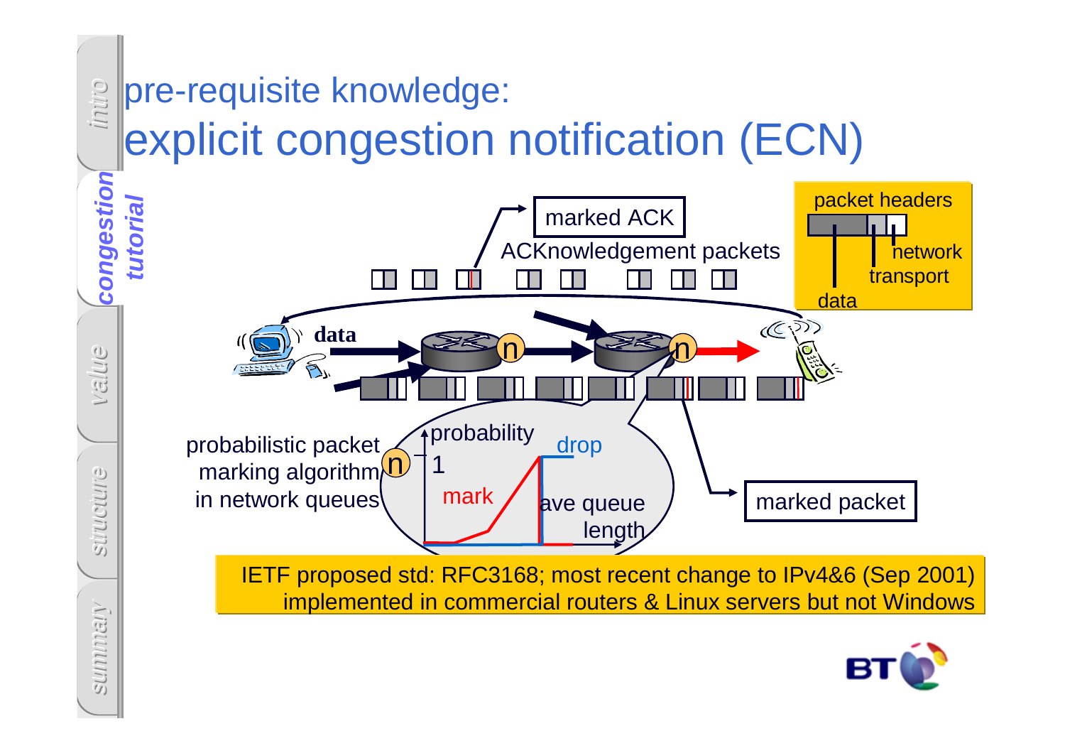# pre-requisite knowledge:
# explicit congestion notification (ECN)

marked ACK

ACKnowledgement packets

packet headers

network

transport

data

data

probabilistic packet marking algorithm in network queues

probability

1

drop

mark

ave queue length

marked packet

IETF proposed std: RFC3168; most recent change to IPv4&6 (Sep 2001)
implemented in commercial routers & Linux servers but not Windows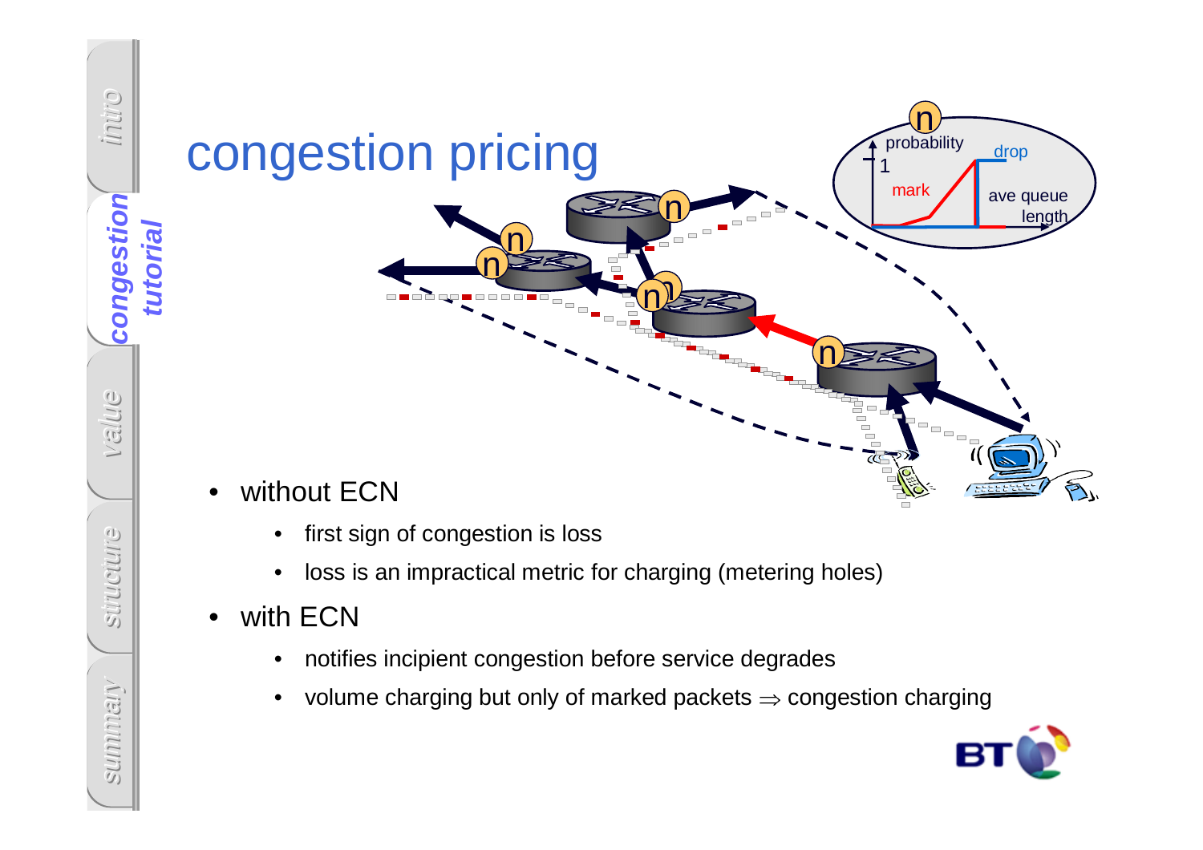# congestion pricing

- without ECN
  - first sign of congestion is loss
  - loss is an impractical metric for charging (metering holes)
- with ECN
  - notifies incipient congestion before service degrades
  - volume charging but only of marked packets $\Rightarrow$ congestion charging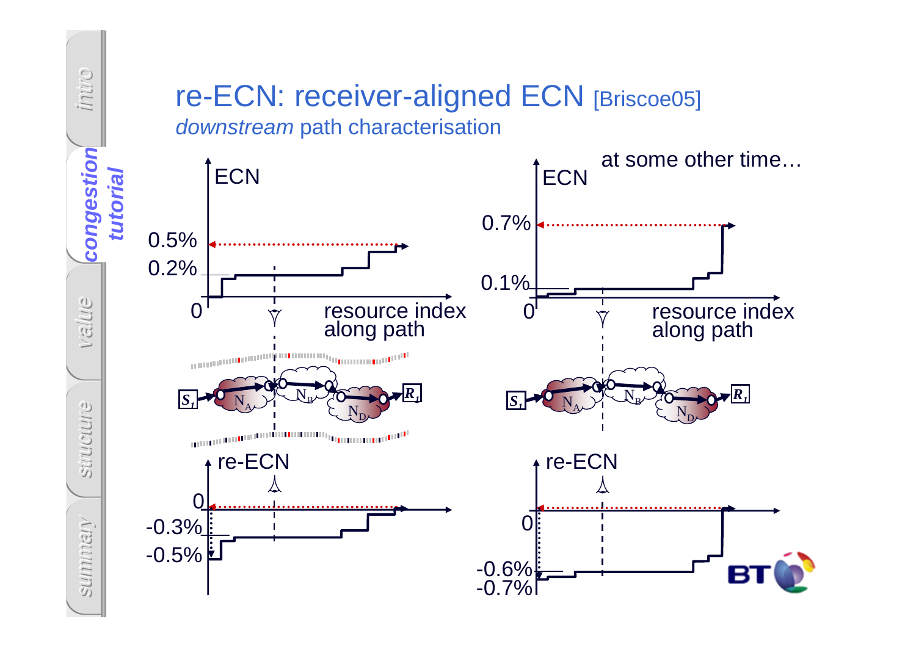# re-ECN: receiver-aligned ECN [Briscoe05]

*downstream* path characterisation

ECN

0.5%

0.2%

0

resource index along path

$S_1$ $N_A$ $N_B$ $N_D$ $R_1$

re-ECN

0

-0.3%

-0.5%

at some other time…

ECN

0.7%

0.1%

0

resource index along path

$S_1$ $N_A$ $N_B$ $N_D$ $R_1$

re-ECN

0

-0.6%

-0.7%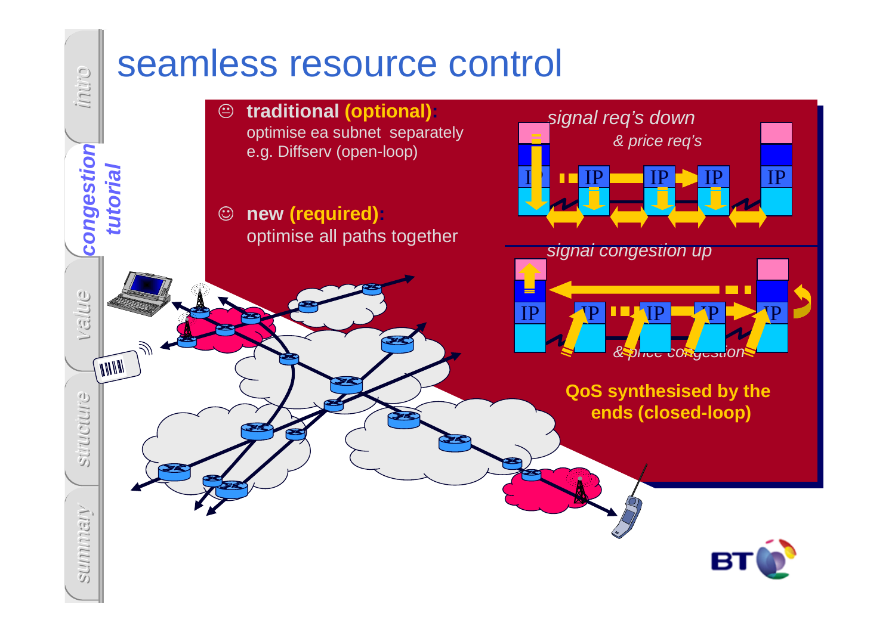# seamless resource control

- 😐 **traditional (optional):**
  optimise ea subnet separately
  e.g. Diffserv (open-loop)

- 😊 **new (required):**
  optimise all paths together

*signal req's down*
*& price req's*

*signal congestion up*
*& price congestion*

**QoS synthesised by the ends (closed-loop)**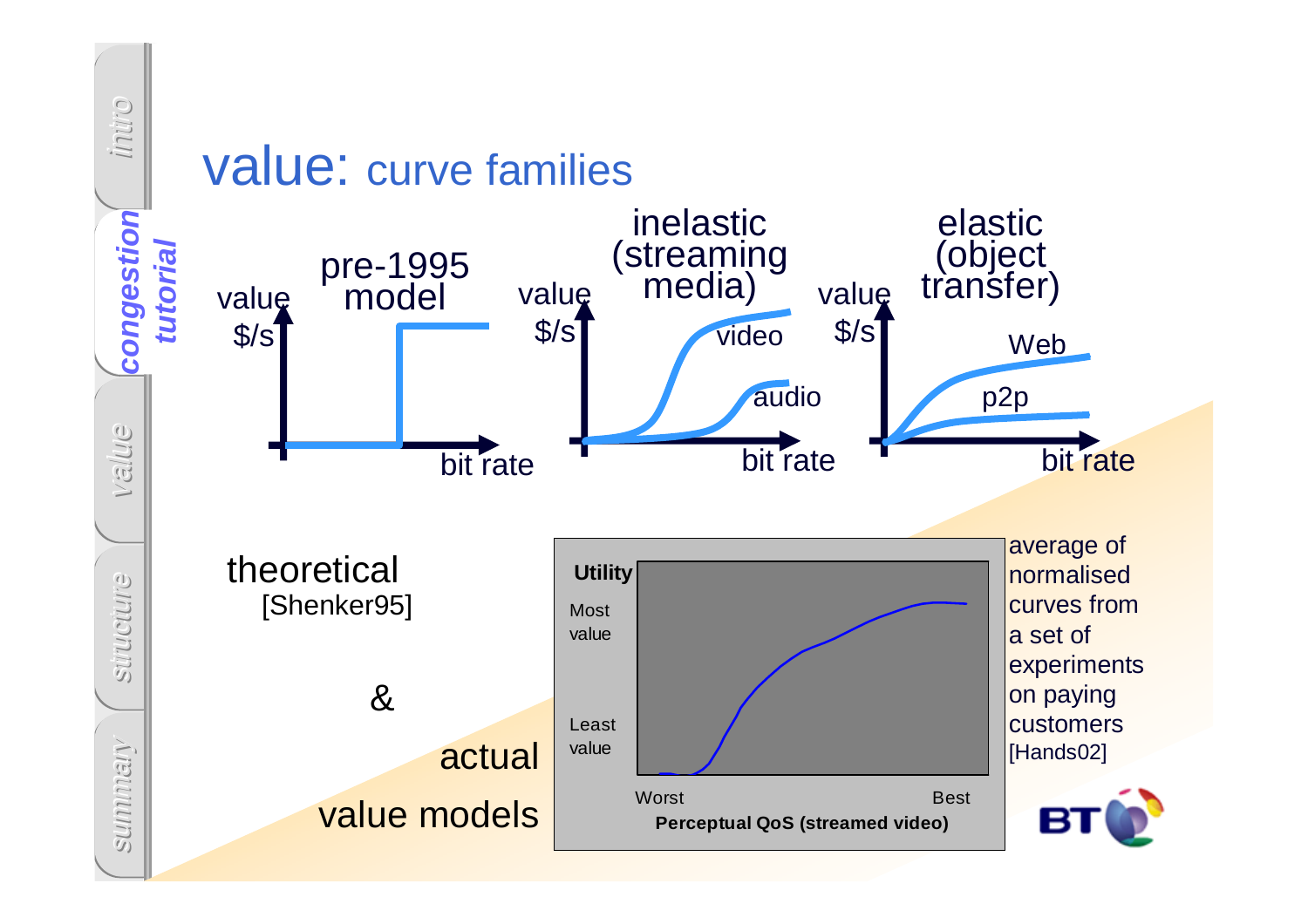# value: curve families

**pre-1995 model** — value $/s vs bit rate

**inelastic (streaming media)** — value $/s vs bit rate: video, audio

**elastic (object transfer)** — value $/s vs bit rate: Web, p2p

theoretical [Shenker95]

&

actual value models

Utility: Most value / Least value

Perceptual QoS (streamed video): Worst / Best

average of normalised curves from a set of experiments on paying customers [Hands02]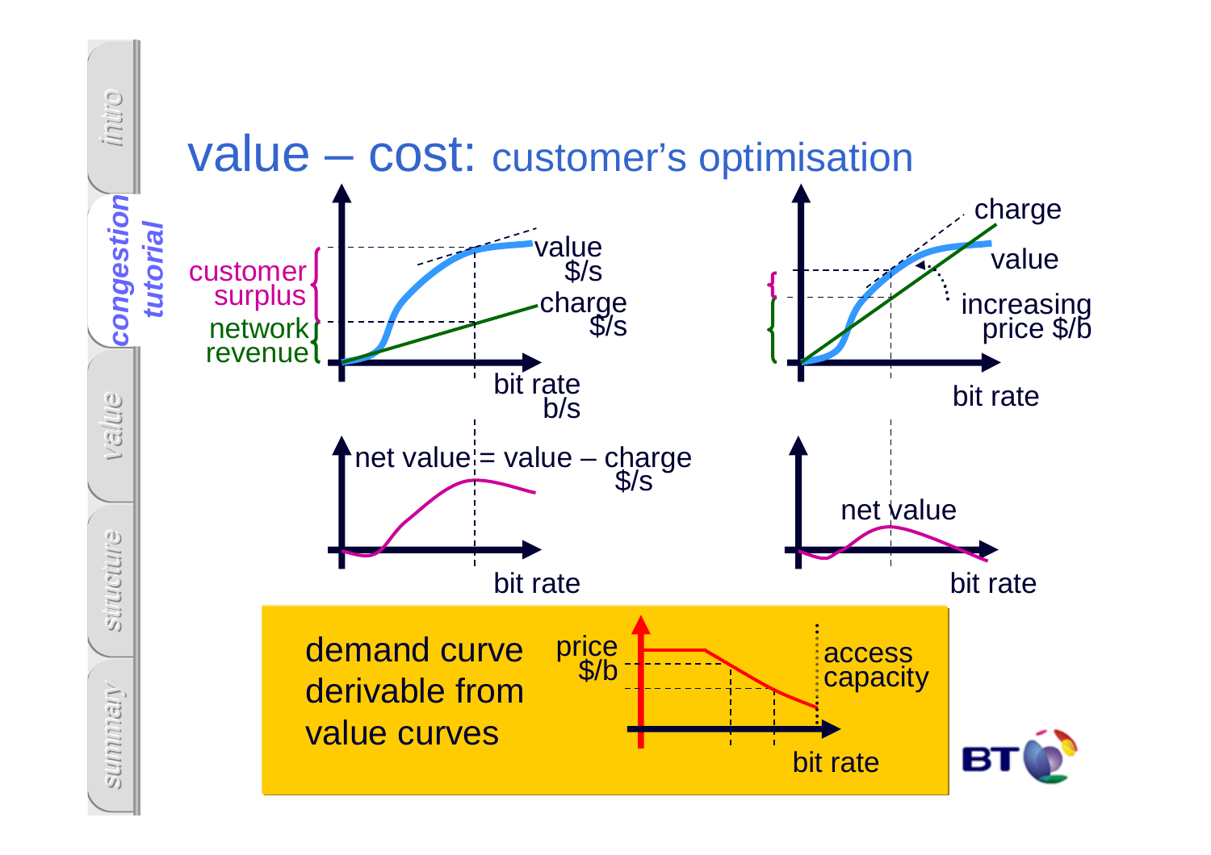# value – cost: customer's optimisation

customer surplus

network revenue

value $/s

charge $/s

bit rate b/s

charge

value

increasing price $/b

bit rate

net value = value – charge $/s

bit rate

net value

bit rate

demand curve derivable from value curves

price $/b

access capacity

bit rate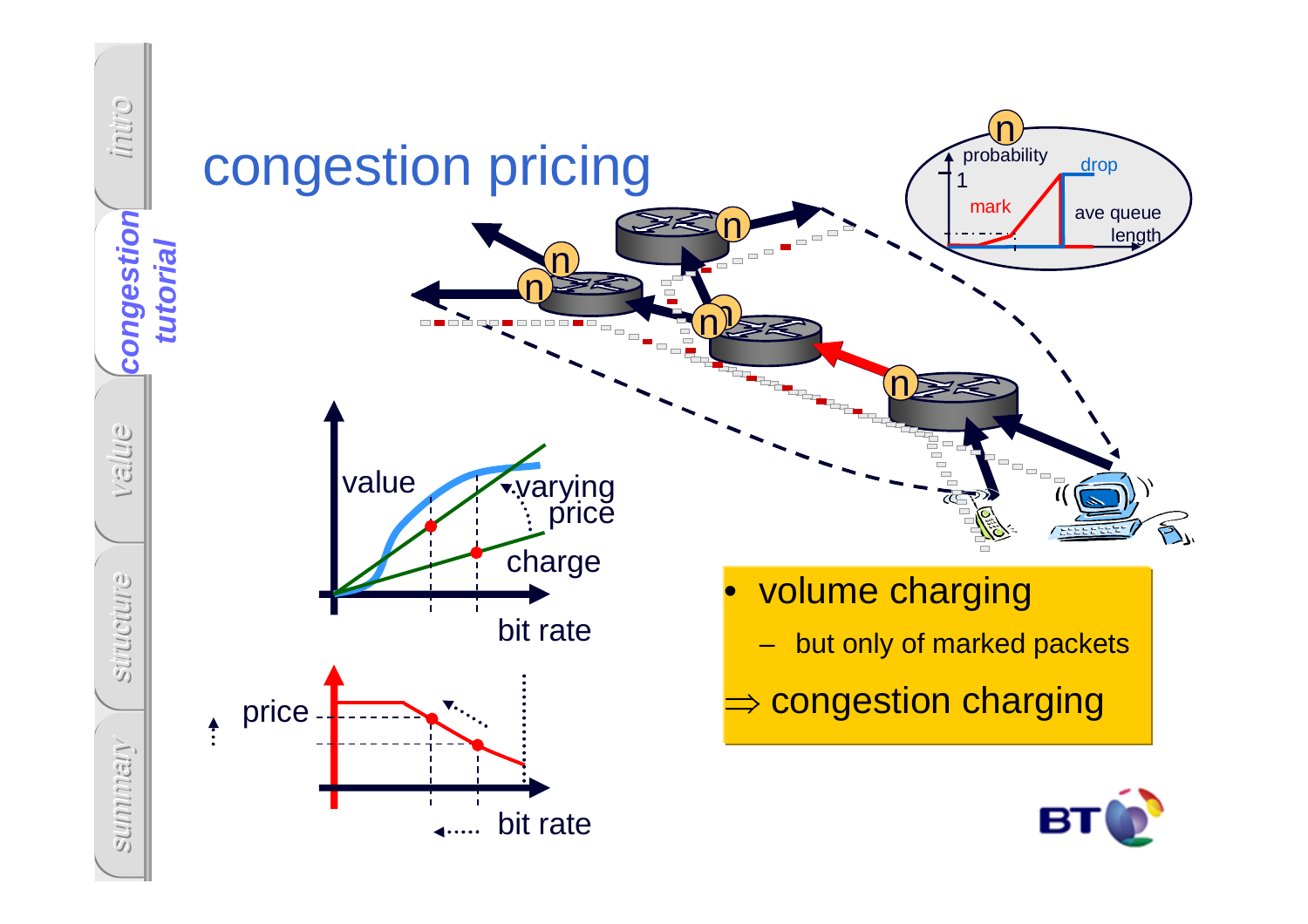# congestion pricing

- volume charging
  - but only of marked packets

⇒ congestion charging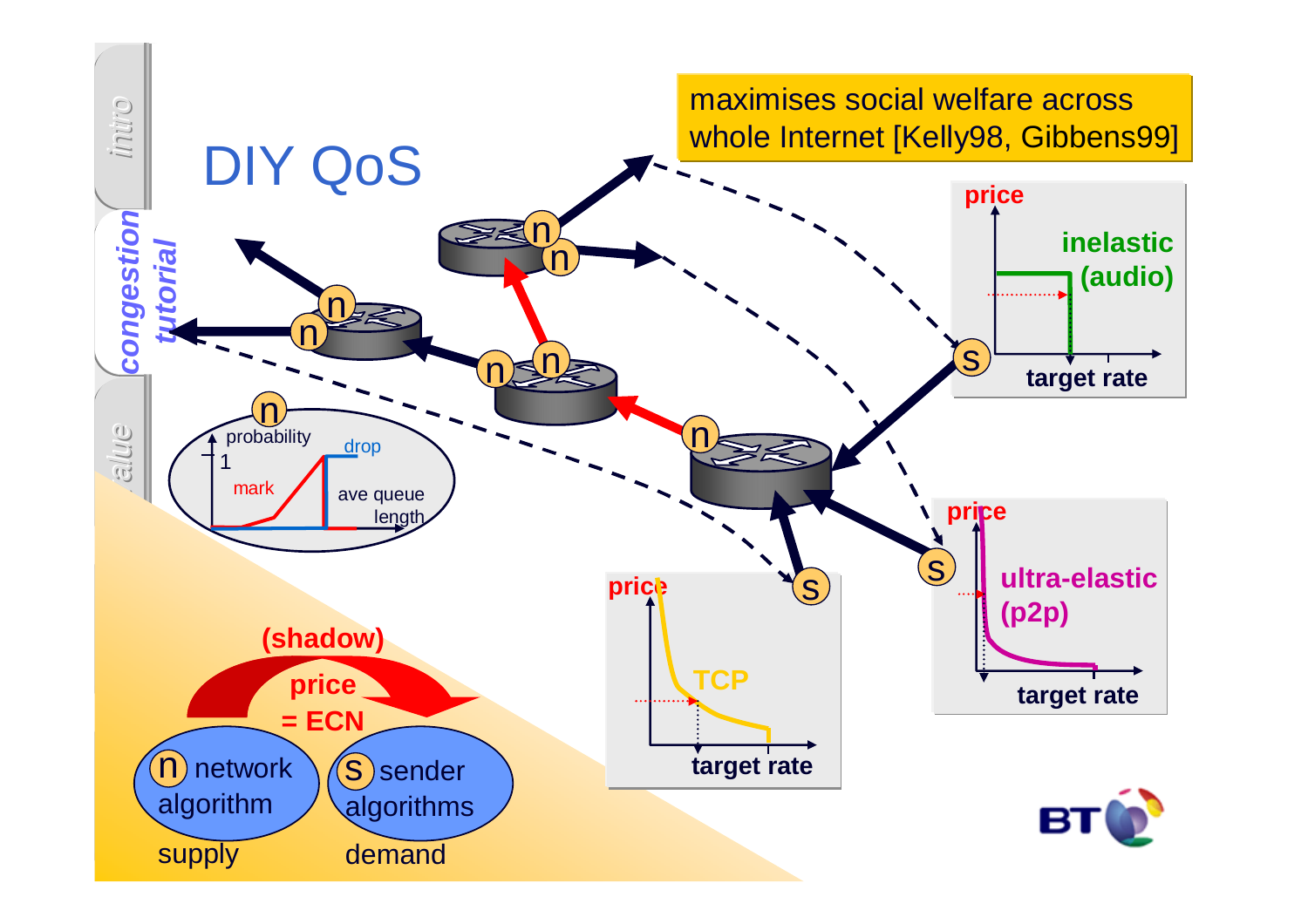# DIY QoS

maximises social welfare across whole Internet [Kelly98, Gibbens99]

probability

1

mark

drop

ave queue length

price

inelastic (audio)

target rate

price

TCP

target rate

price

ultra-elastic (p2p)

target rate

(shadow) price = ECN

n network algorithm

supply

S sender algorithms

demand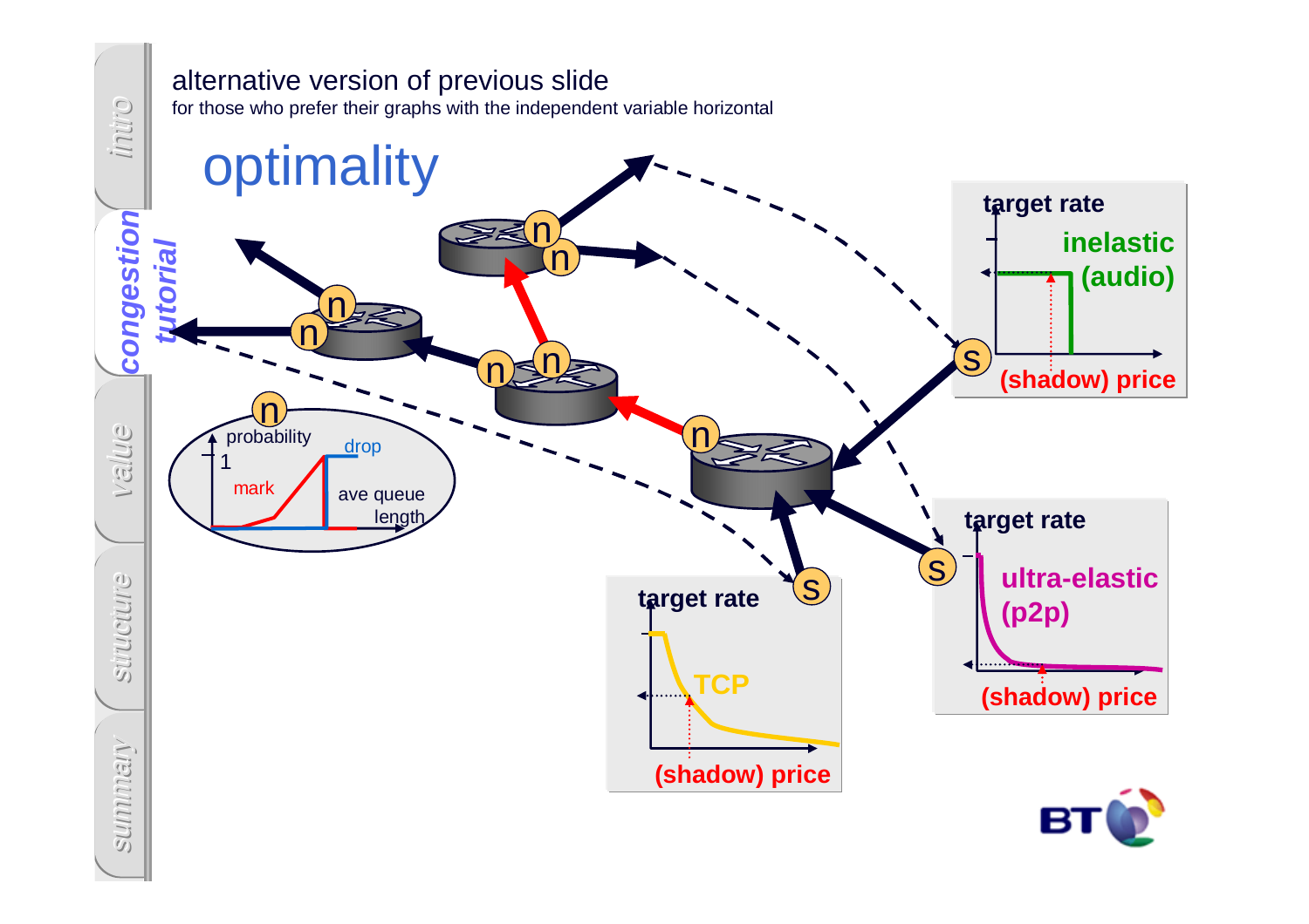alternative version of previous slide

for those who prefer their graphs with the independent variable horizontal

# optimality

target rate

inelastic (audio)

(shadow) price

target rate

ultra-elastic (p2p)

(shadow) price

target rate

TCP

(shadow) price

probability

1

mark

drop

ave queue length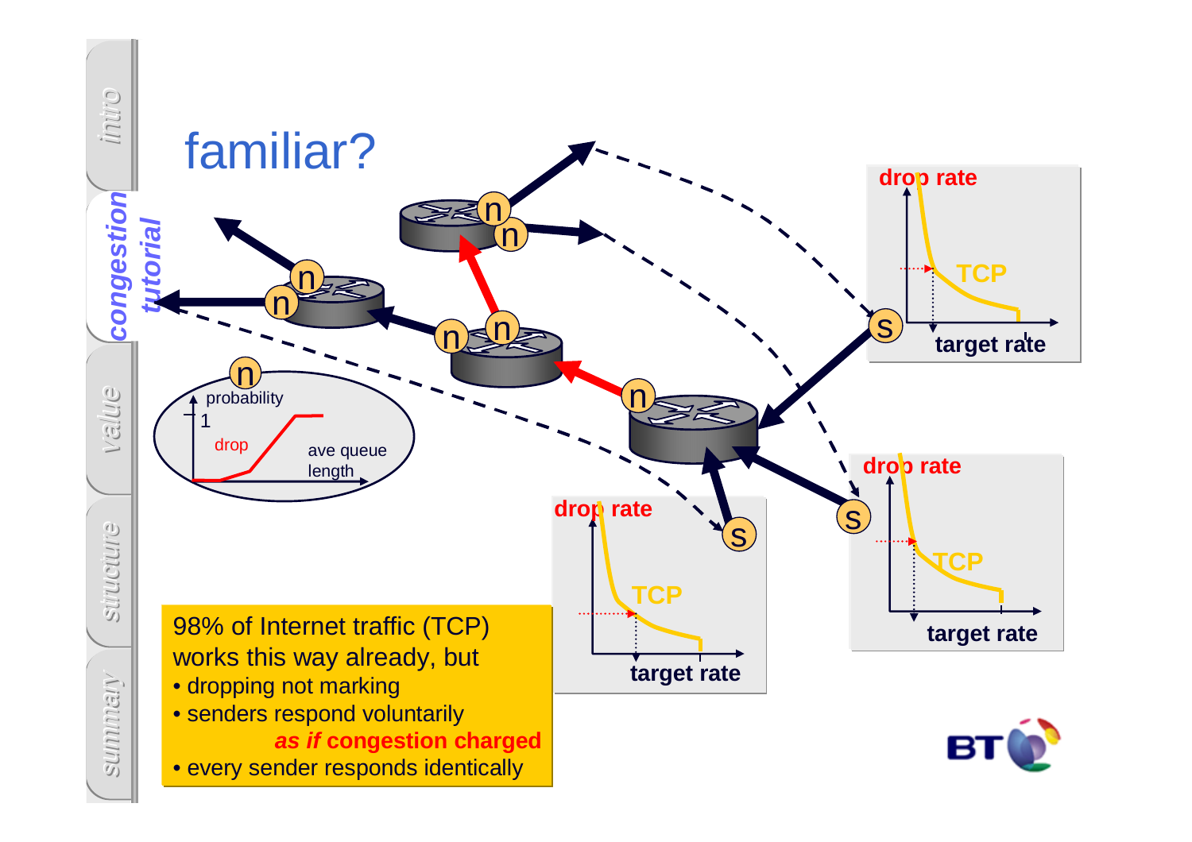# familiar?

98% of Internet traffic (TCP) works this way already, but

- dropping not marking
- senders respond voluntarily *as if* **congestion charged**
- every sender responds identically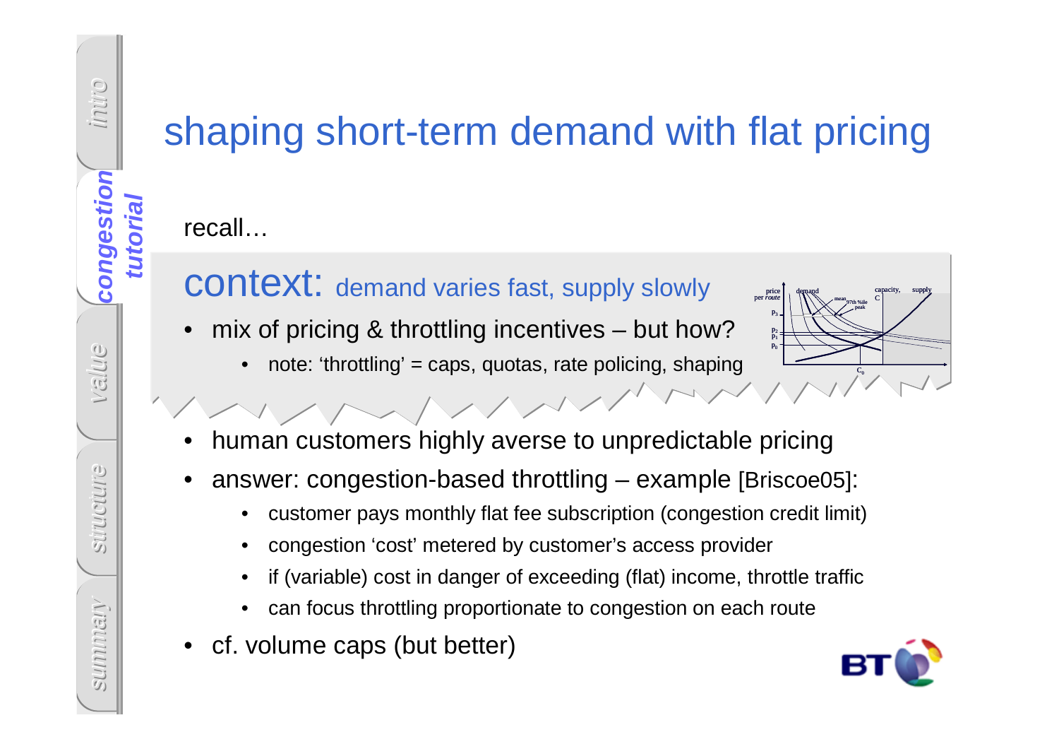# shaping short-term demand with flat pricing

recall…

## context: demand varies fast, supply slowly

- mix of pricing & throttling incentives – but how?
  - note: 'throttling' = caps, quotas, rate policing, shaping

---

- human customers highly averse to unpredictable pricing
- answer: congestion-based throttling – example [Briscoe05]:
  - customer pays monthly flat fee subscription (congestion credit limit)
  - congestion 'cost' metered by customer's access provider
  - if (variable) cost in danger of exceeding (flat) income, throttle traffic
  - can focus throttling proportionate to congestion on each route
- cf. volume caps (but better)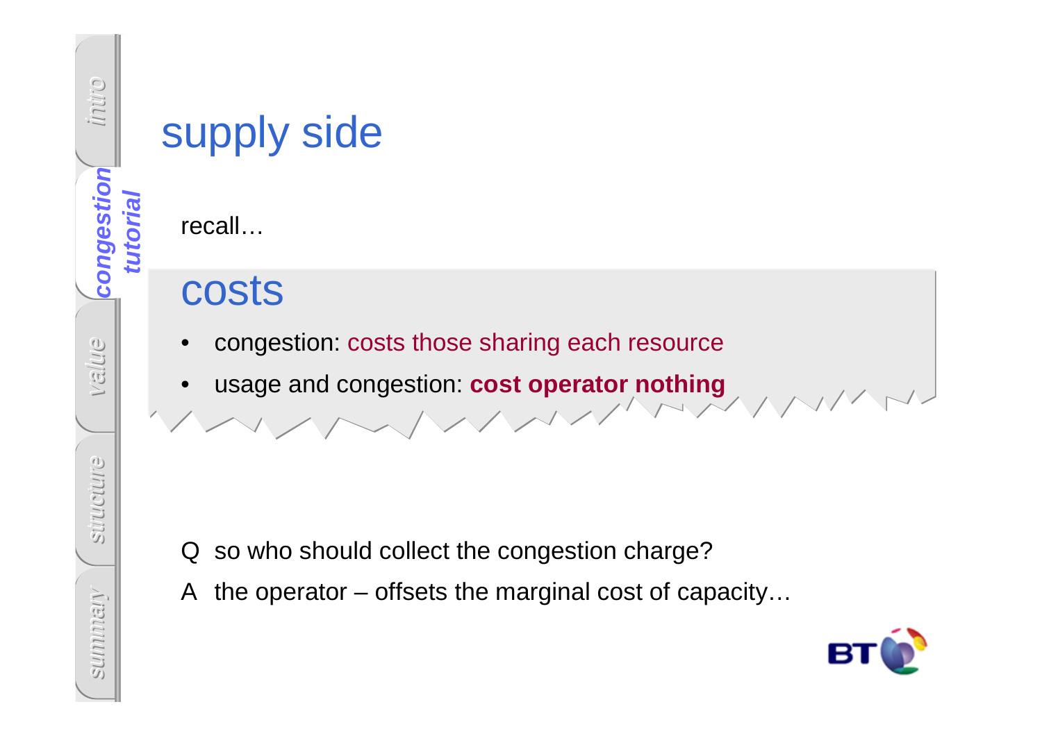# supply side

recall…

## costs

- congestion: costs those sharing each resource
- usage and congestion: **cost operator nothing**

Q so who should collect the congestion charge?

A the operator – offsets the marginal cost of capacity…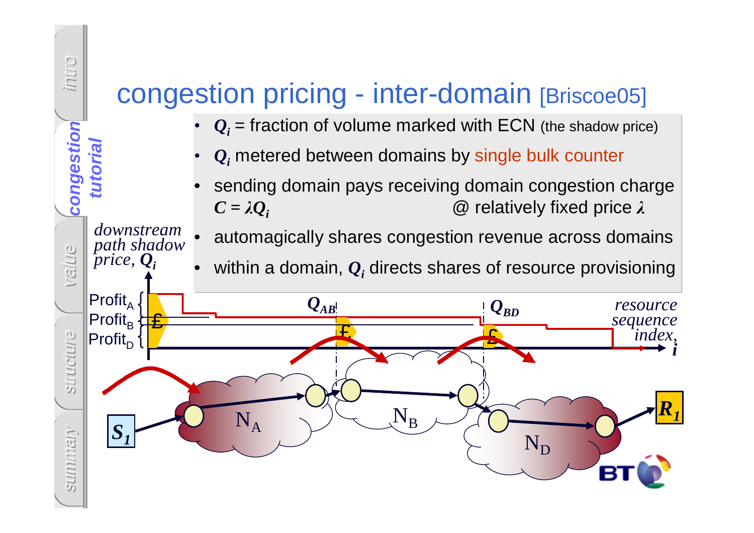# congestion pricing - inter-domain [Briscoe05]

- $Q_i$ = fraction of volume marked with ECN (the shadow price)
- $Q_i$ metered between domains by single bulk counter
- sending domain pays receiving domain congestion charge $C = \lambda Q_i$ @ relatively fixed price $\lambda$
- automagically shares congestion revenue across domains
- within a domain, $Q_i$ directs shares of resource provisioning

*downstream path shadow price,* $Q_i$

Profit$_A$
Profit$_B$
Profit$_D$

£

$Q_{AB}$

$Q_{BD}$

*resource sequence index,* $i$

$S_1$

$N_A$

$N_B$

$N_D$

$R_1$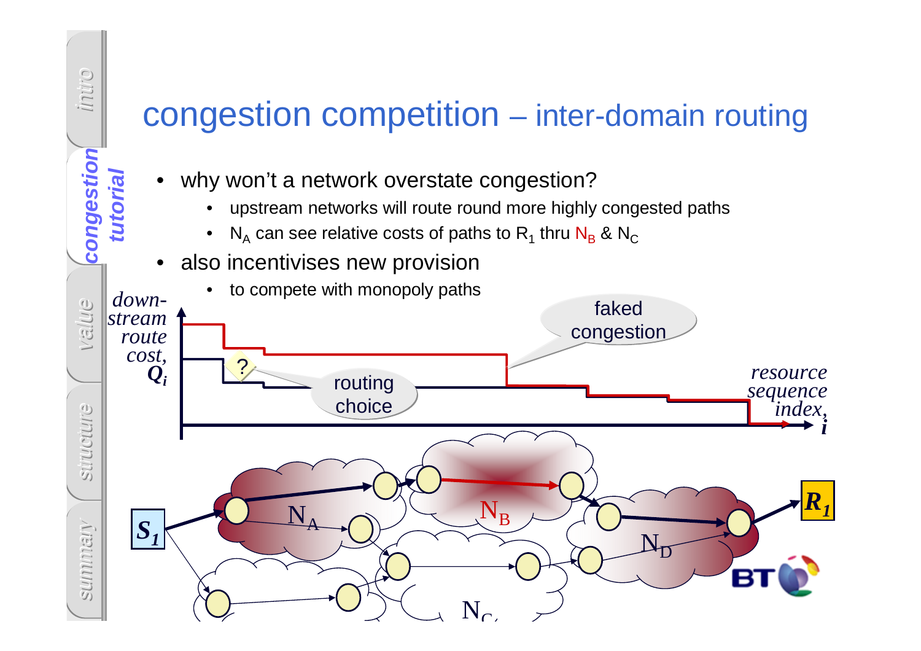# congestion competition – inter-domain routing

- why won't a network overstate congestion?
  - upstream networks will route round more highly congested paths
  - $N_A$ can see relative costs of paths to $R_1$ thru $N_B$ & $N_C$
- also incentivises new provision
  - to compete with monopoly paths

*down-stream route cost,* $Q_i$

*resource sequence index,* $i$

faked congestion

? routing choice

$S_1$ $N_A$ $N_B$ $N_C$ $N_D$ $R_1$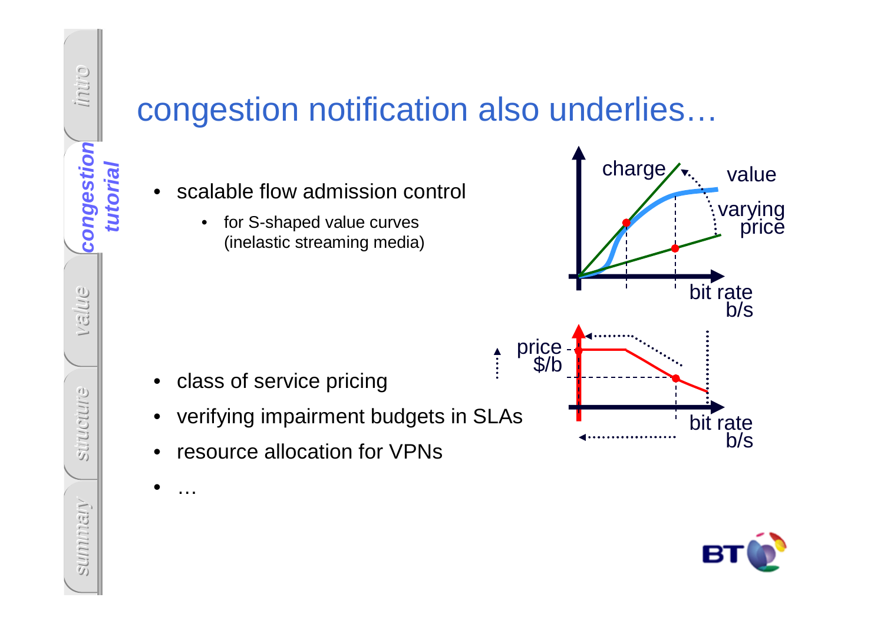# congestion notification also underlies…

- scalable flow admission control
  - for S-shaped value curves (inelastic streaming media)
- class of service pricing
- verifying impairment budgets in SLAs
- resource allocation for VPNs
- …

charge

value

varying price

bit rate b/s

price $/b

bit rate b/s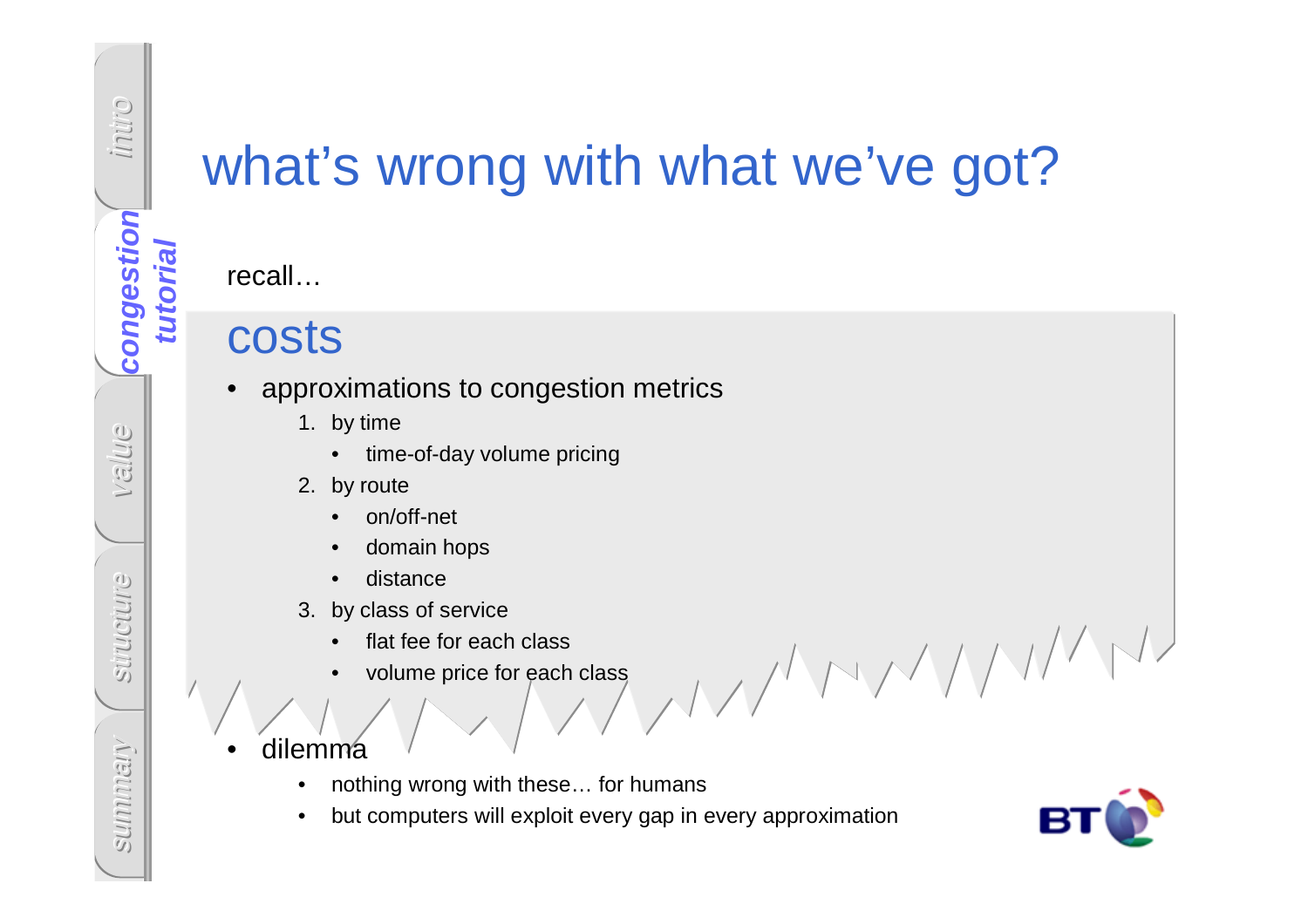# what's wrong with what we've got?

recall…

## costs

- approximations to congestion metrics
  1. by time
     - time-of-day volume pricing
  2. by route
     - on/off-net
     - domain hops
     - distance
  3. by class of service
     - flat fee for each class
     - volume price for each class

- dilemma
  - nothing wrong with these… for humans
  - but computers will exploit every gap in every approximation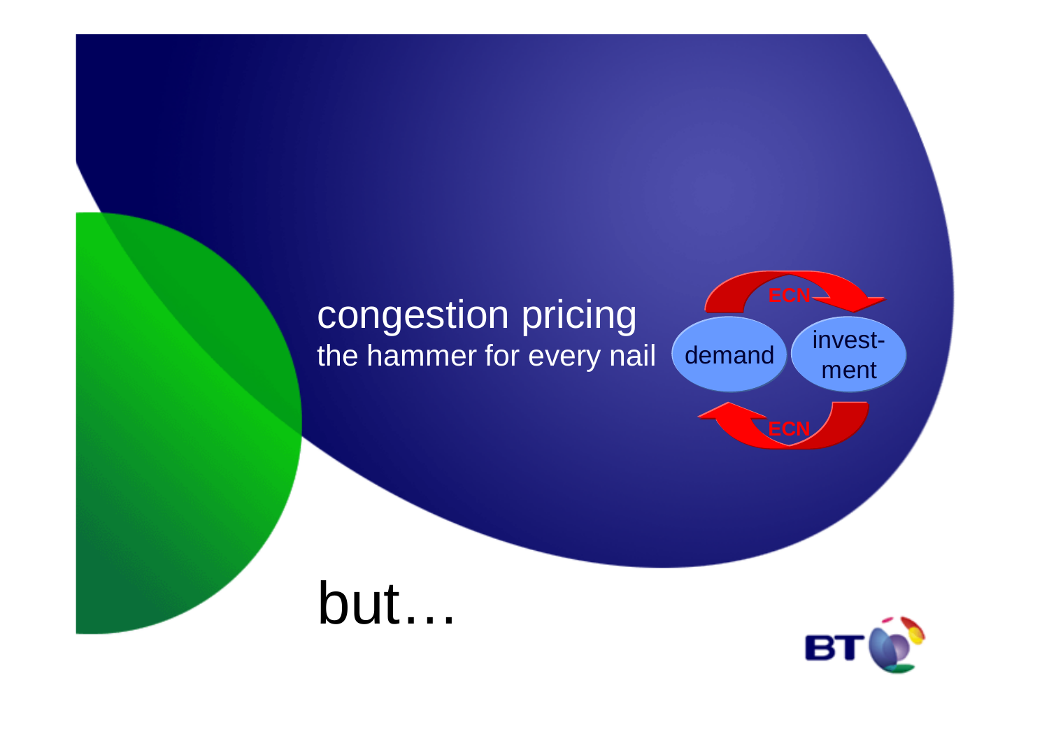# congestion pricing

the hammer for every nail

demand — ECN → invest-ment

invest-ment — ECN → demand

but…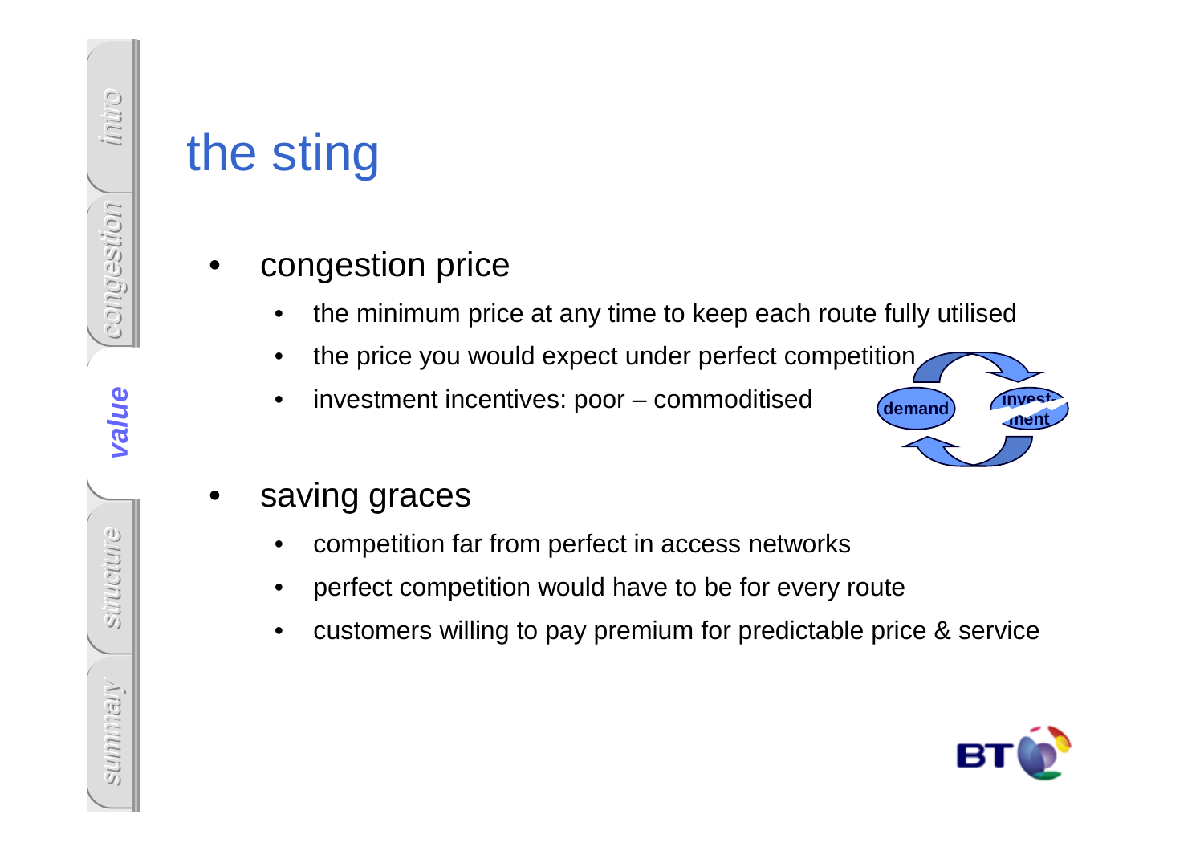# the sting

- congestion price
  - the minimum price at any time to keep each route fully utilised
  - the price you would expect under perfect competition
  - investment incentives: poor – commoditised
- saving graces
  - competition far from perfect in access networks
  - perfect competition would have to be for every route
  - customers willing to pay premium for predictable price & service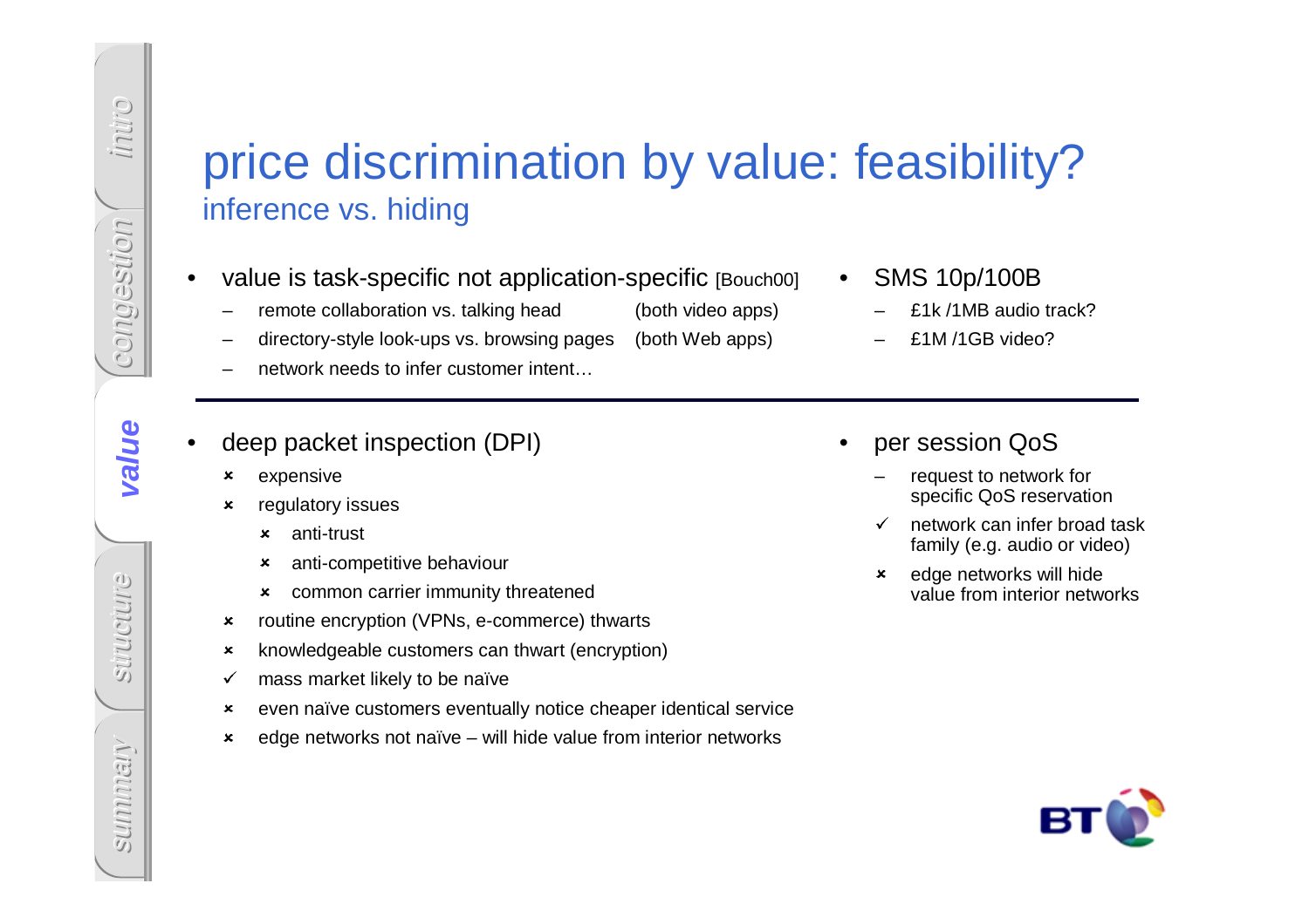# price discrimination by value: feasibility?

## inference vs. hiding

- value is task-specific not application-specific [Bouch00]
  - remote collaboration vs. talking head (both video apps)
  - directory-style look-ups vs. browsing pages (both Web apps)
  - network needs to infer customer intent…
- SMS 10p/100B
  - £1k /1MB audio track?
  - £1M /1GB video?

---

- deep packet inspection (DPI)
  - ✗ expensive
  - ✗ regulatory issues
    - ✗ anti-trust
    - ✗ anti-competitive behaviour
    - ✗ common carrier immunity threatened
  - ✗ routine encryption (VPNs, e-commerce) thwarts
  - ✗ knowledgeable customers can thwart (encryption)
  - ✓ mass market likely to be naïve
  - ✗ even naïve customers eventually notice cheaper identical service
  - ✗ edge networks not naïve – will hide value from interior networks
- per session QoS
  - request to network for specific QoS reservation
  - ✓ network can infer broad task family (e.g. audio or video)
  - ✗ edge networks will hide value from interior networks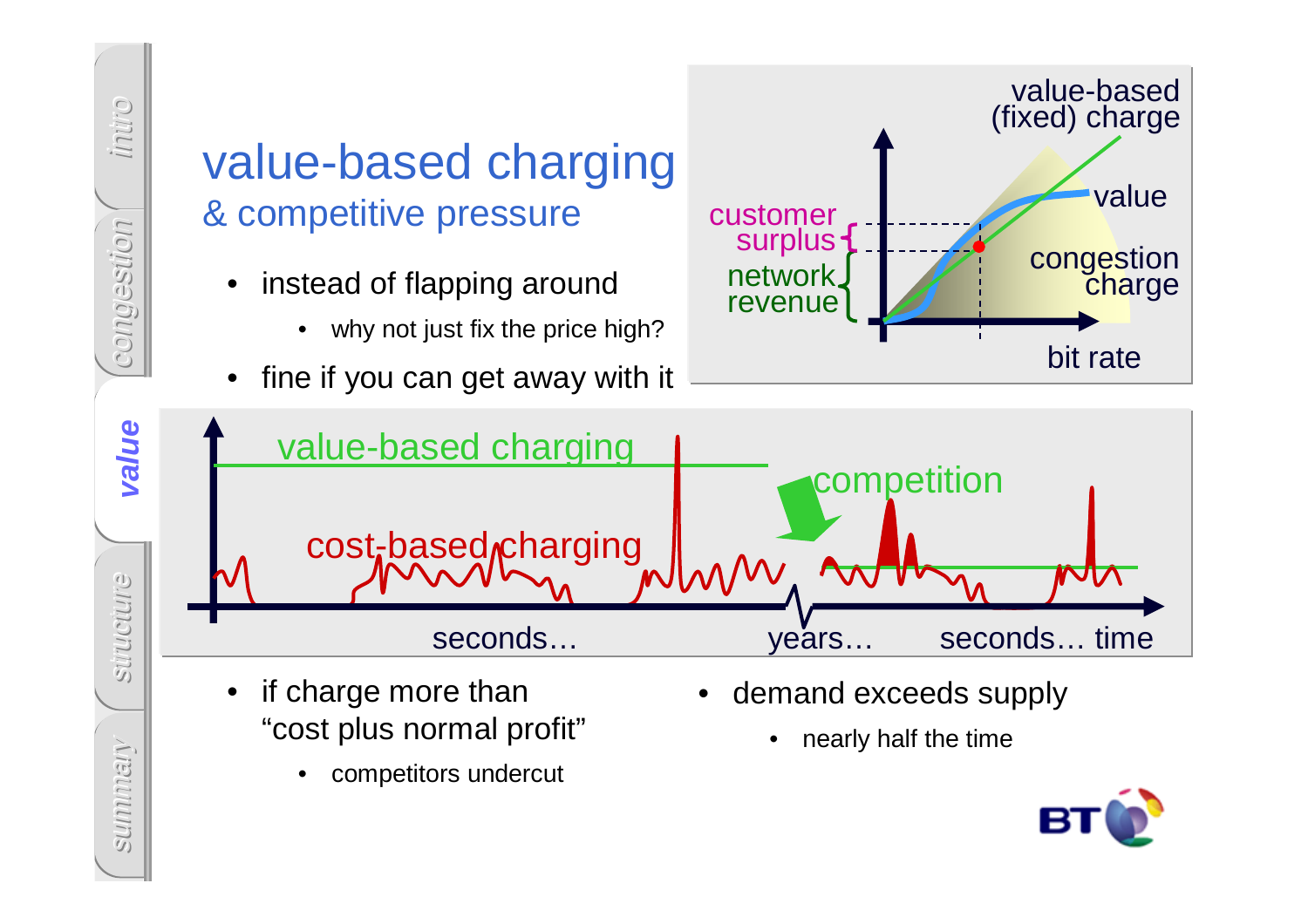# value-based charging

## & competitive pressure

- instead of flapping around
  - why not just fix the price high?
- fine if you can get away with it

value-based (fixed) charge

value

congestion charge

customer surplus

network revenue

bit rate

value-based charging

cost-based charging

competition

seconds… years… seconds… time

- if charge more than "cost plus normal profit"
  - competitors undercut
- demand exceeds supply
  - nearly half the time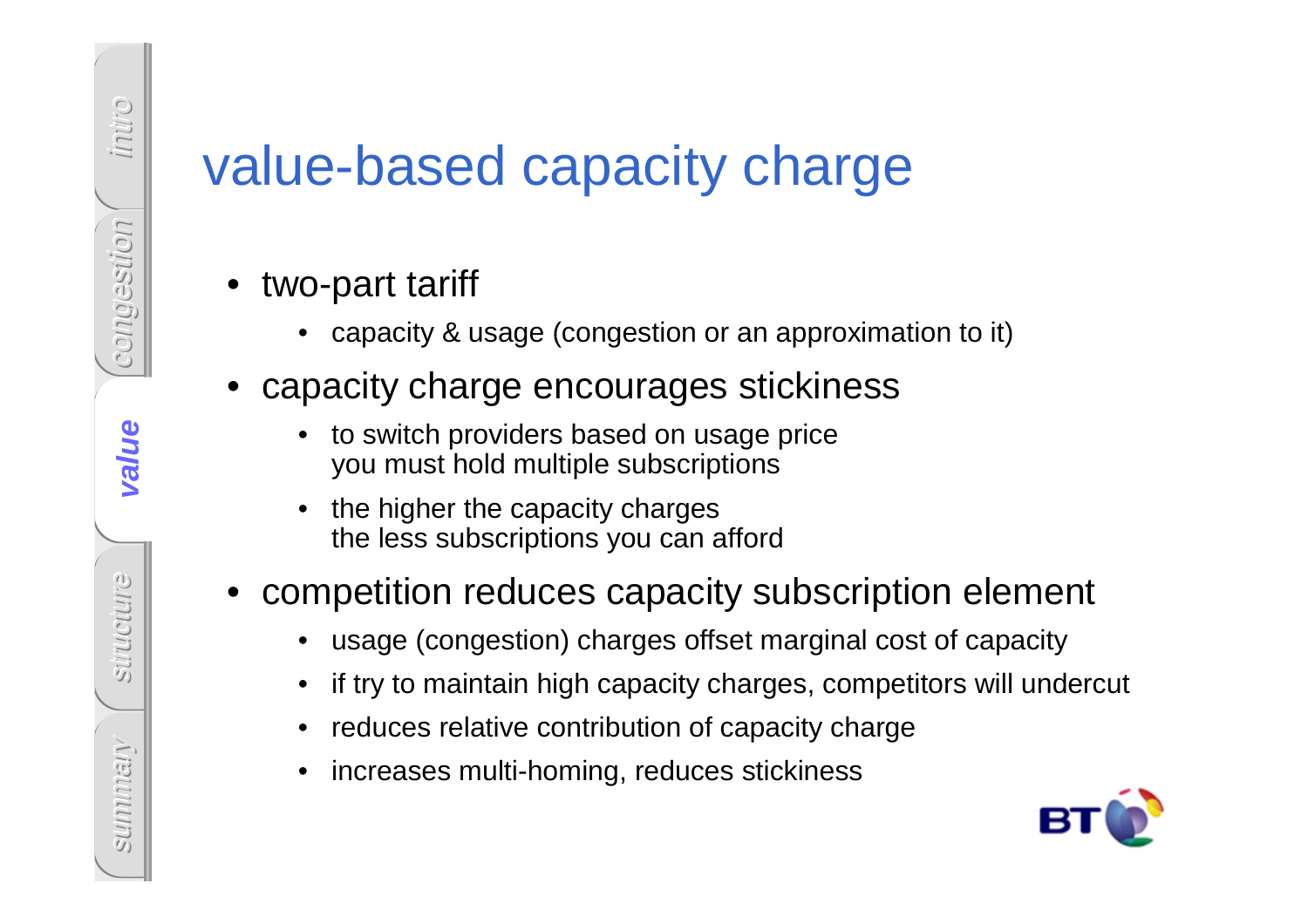# value-based capacity charge

- two-part tariff
  - capacity & usage (congestion or an approximation to it)
- capacity charge encourages stickiness
  - to switch providers based on usage price
    you must hold multiple subscriptions
  - the higher the capacity charges
    the less subscriptions you can afford
- competition reduces capacity subscription element
  - usage (congestion) charges offset marginal cost of capacity
  - if try to maintain high capacity charges, competitors will undercut
  - reduces relative contribution of capacity charge
  - increases multi-homing, reduces stickiness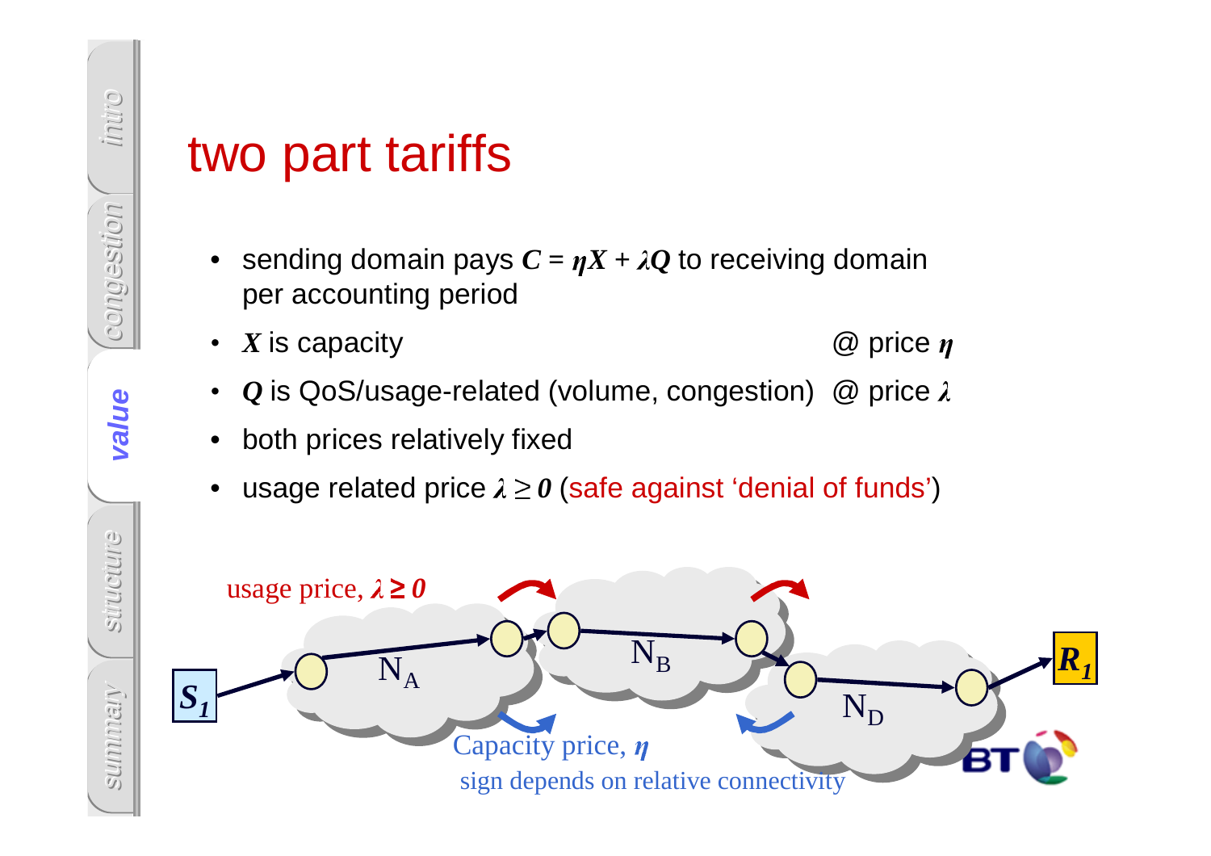# two part tariffs

- sending domain pays $C = \eta X + \lambda Q$ to receiving domain per accounting period
- $X$ is capacity @ price $\eta$
- $Q$ is QoS/usage-related (volume, congestion) @ price $\lambda$
- both prices relatively fixed
- usage related price $\lambda \geq 0$ (safe against 'denial of funds')

usage price, $\lambda \geq 0$

$S_1$ $N_A$ $N_B$ $N_D$ $R_1$

Capacity price, $\eta$

sign depends on relative connectivity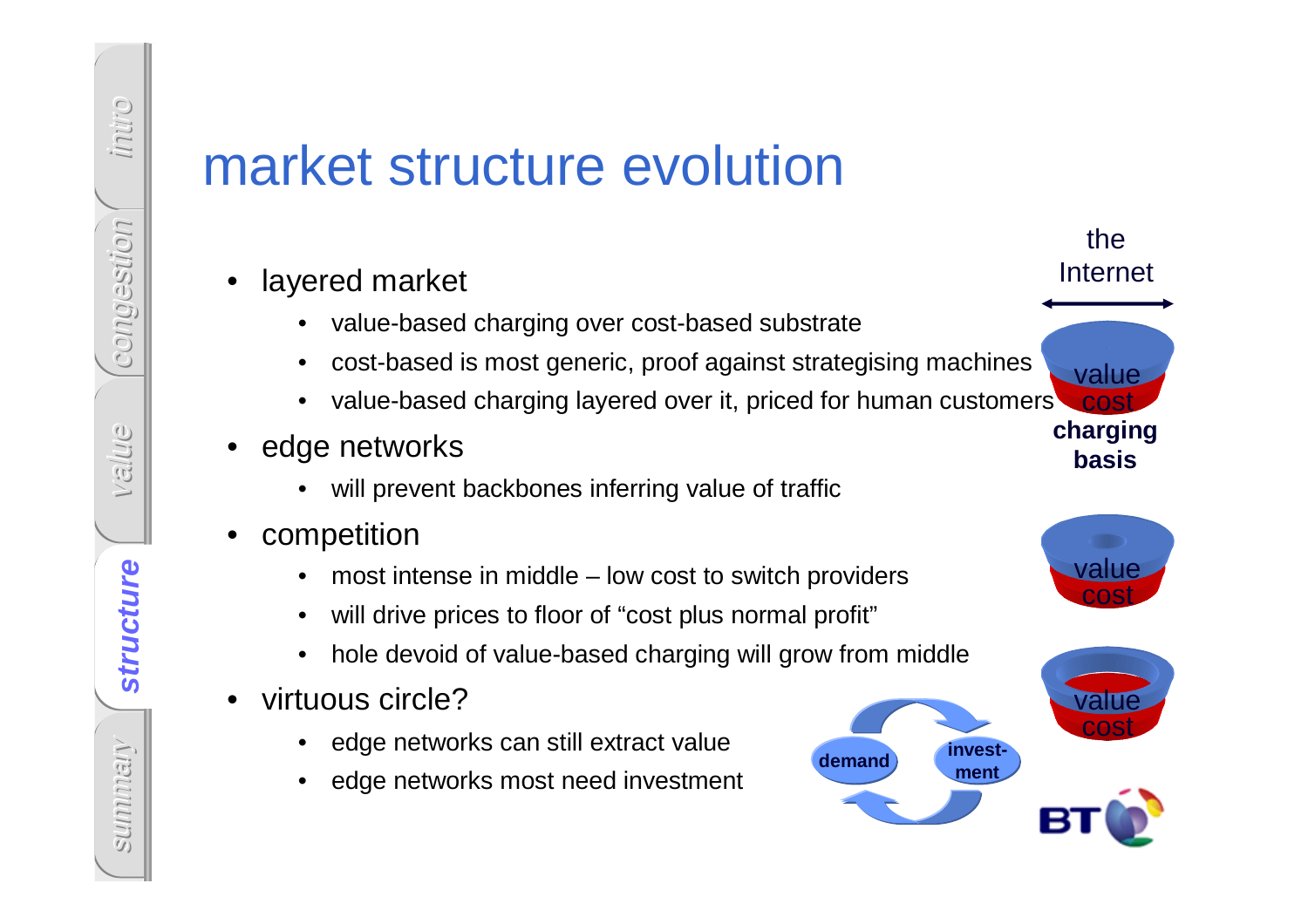# market structure evolution

- layered market
  - value-based charging over cost-based substrate
  - cost-based is most generic, proof against strategising machines
  - value-based charging layered over it, priced for human customers
- edge networks
  - will prevent backbones inferring value of traffic
- competition
  - most intense in middle – low cost to switch providers
  - will drive prices to floor of "cost plus normal profit"
  - hole devoid of value-based charging will grow from middle
- virtuous circle?
  - edge networks can still extract value
  - edge networks most need investment

the Internet

value
cost
**charging basis**

value
cost

value
cost

**demand**
**invest-ment**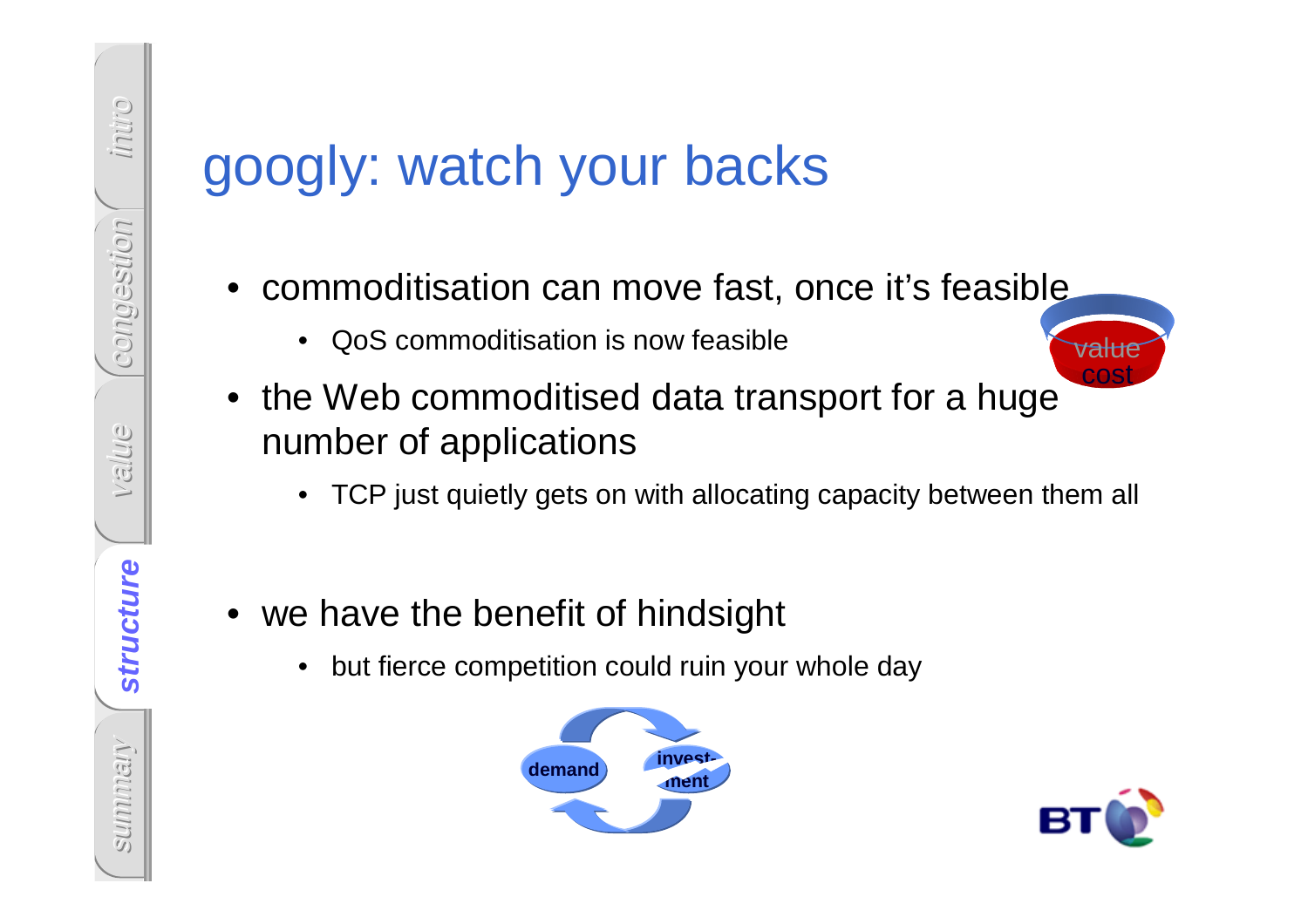# googly: watch your backs

- commoditisation can move fast, once it's feasible
  - QoS commoditisation is now feasible
- the Web commoditised data transport for a huge number of applications
  - TCP just quietly gets on with allocating capacity between them all
- we have the benefit of hindsight
  - but fierce competition could ruin your whole day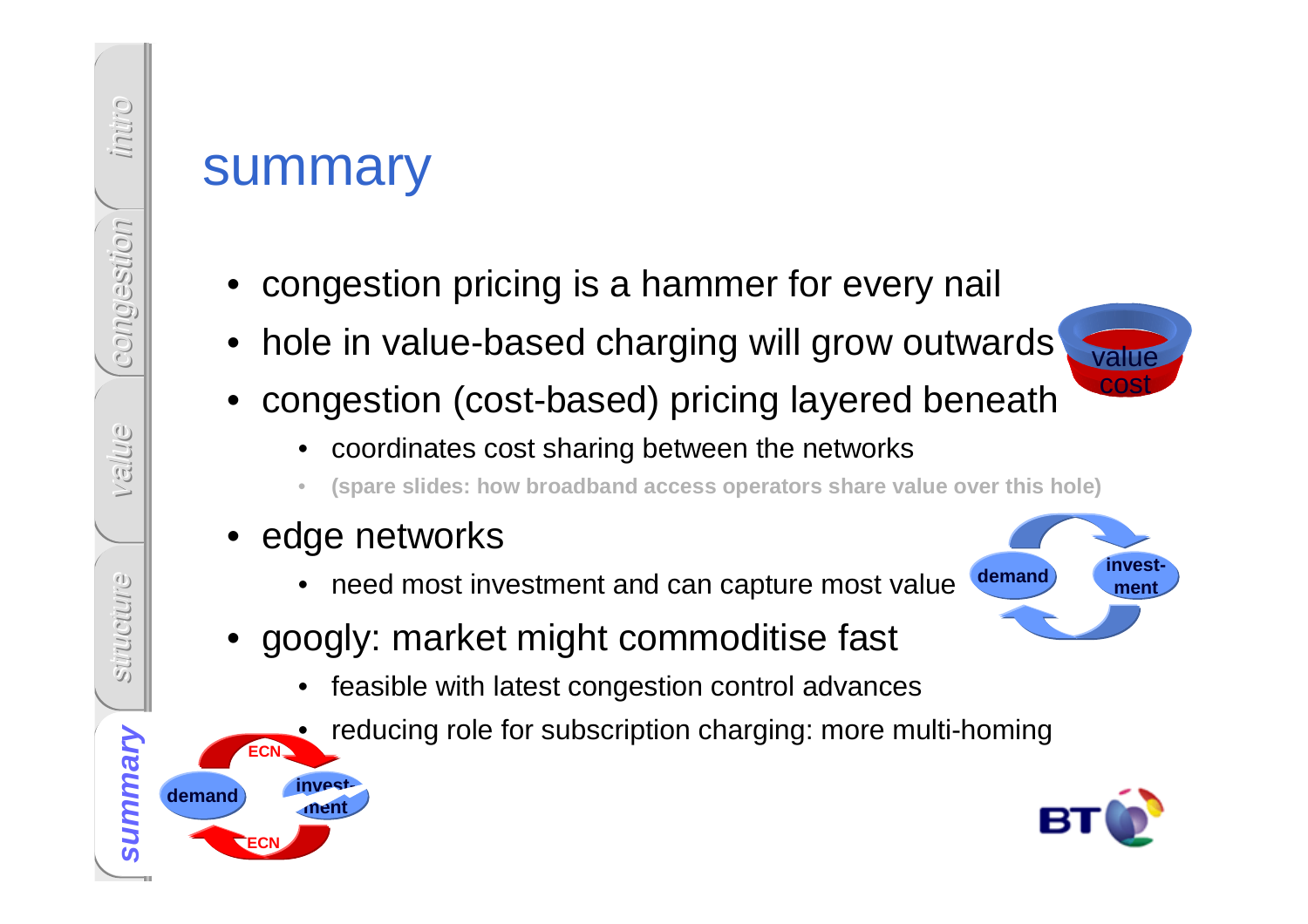# summary

- congestion pricing is a hammer for every nail
- hole in value-based charging will grow outwards
- congestion (cost-based) pricing layered beneath
  - coordinates cost sharing between the networks
  - (spare slides: how broadband access operators share value over this hole)
- edge networks
  - need most investment and can capture most value
- googly: market might commoditise fast
  - feasible with latest congestion control advances
  - reducing role for subscription charging: more multi-homing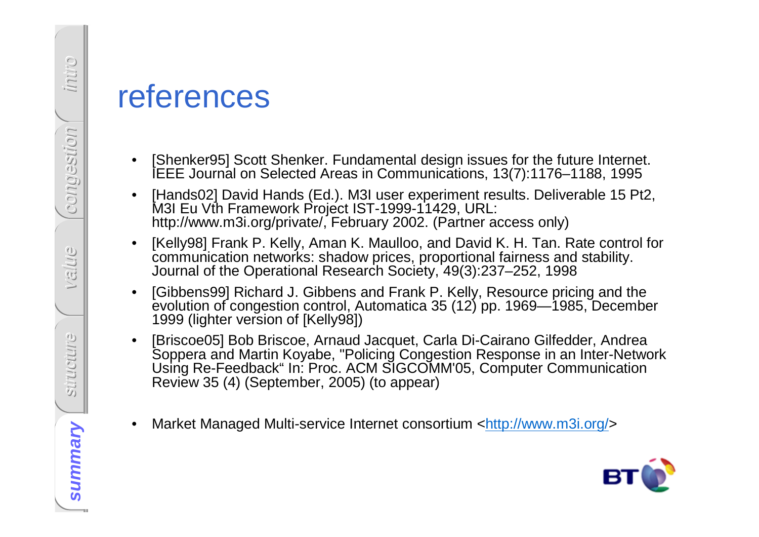# references

- [Shenker95] Scott Shenker. Fundamental design issues for the future Internet. IEEE Journal on Selected Areas in Communications, 13(7):1176–1188, 1995
- [Hands02] David Hands (Ed.). M3I user experiment results. Deliverable 15 Pt2, M3I Eu Vth Framework Project IST-1999-11429, URL: http://www.m3i.org/private/, February 2002. (Partner access only)
- [Kelly98] Frank P. Kelly, Aman K. Maulloo, and David K. H. Tan. Rate control for communication networks: shadow prices, proportional fairness and stability. Journal of the Operational Research Society, 49(3):237–252, 1998
- [Gibbens99] Richard J. Gibbens and Frank P. Kelly, Resource pricing and the evolution of congestion control, Automatica 35 (12) pp. 1969—1985, December 1999 (lighter version of [Kelly98])
- [Briscoe05] Bob Briscoe, Arnaud Jacquet, Carla Di-Cairano Gilfedder, Andrea Soppera and Martin Koyabe, "Policing Congestion Response in an Inter-Network Using Re-Feedback" In: Proc. ACM SIGCOMM'05, Computer Communication Review 35 (4) (September, 2005) (to appear)

- Market Managed Multi-service Internet consortium <http://www.m3i.org/>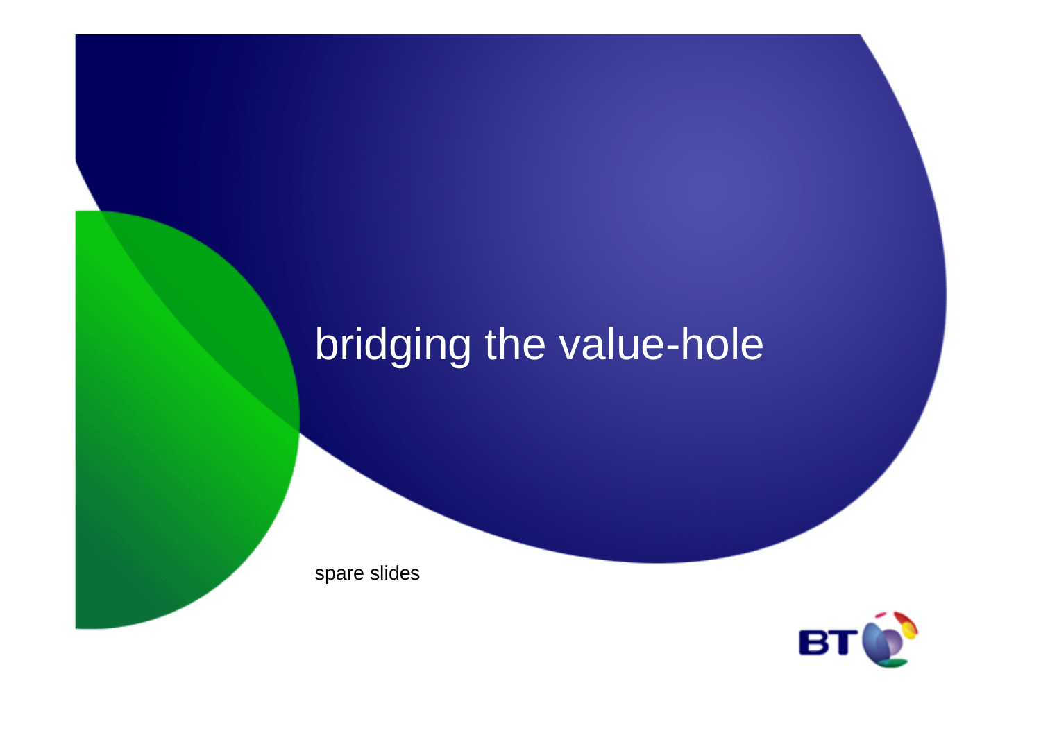# bridging the value-hole

spare slides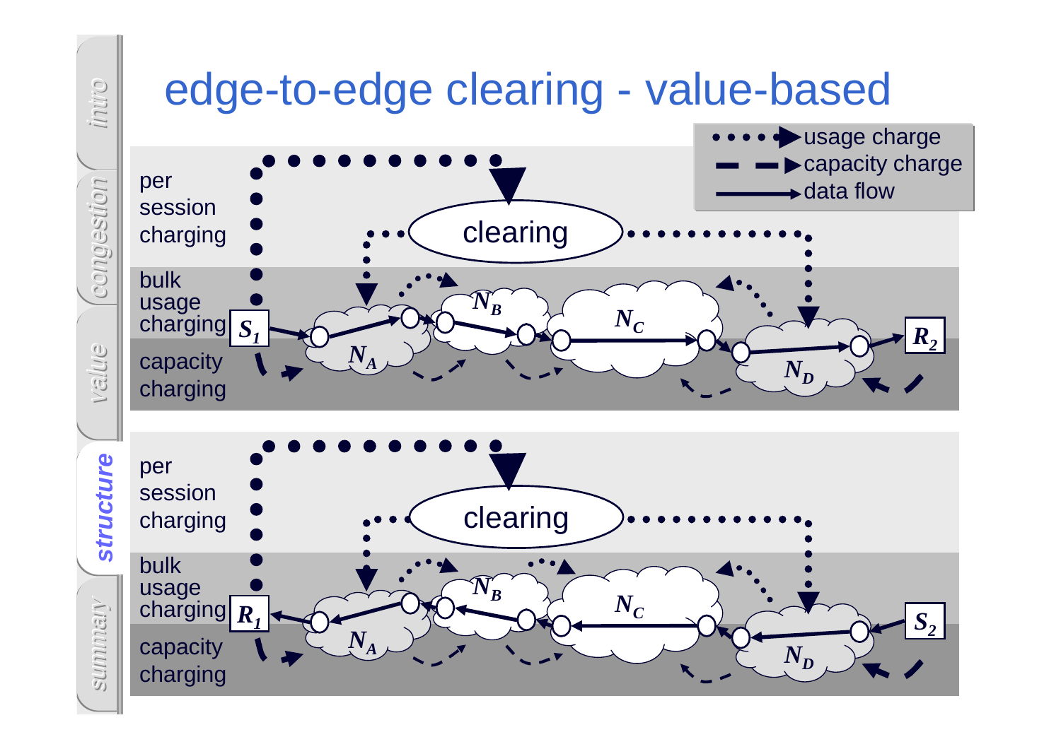# edge-to-edge clearing - value-based

usage charge
capacity charge
data flow

per session charging

bulk usage charging

capacity charging

clearing

$S_1$ $N_A$ $N_B$ $N_C$ $N_D$ $R_2$

per session charging

bulk usage charging

capacity charging

clearing

$R_1$ $N_A$ $N_B$ $N_C$ $N_D$ $S_2$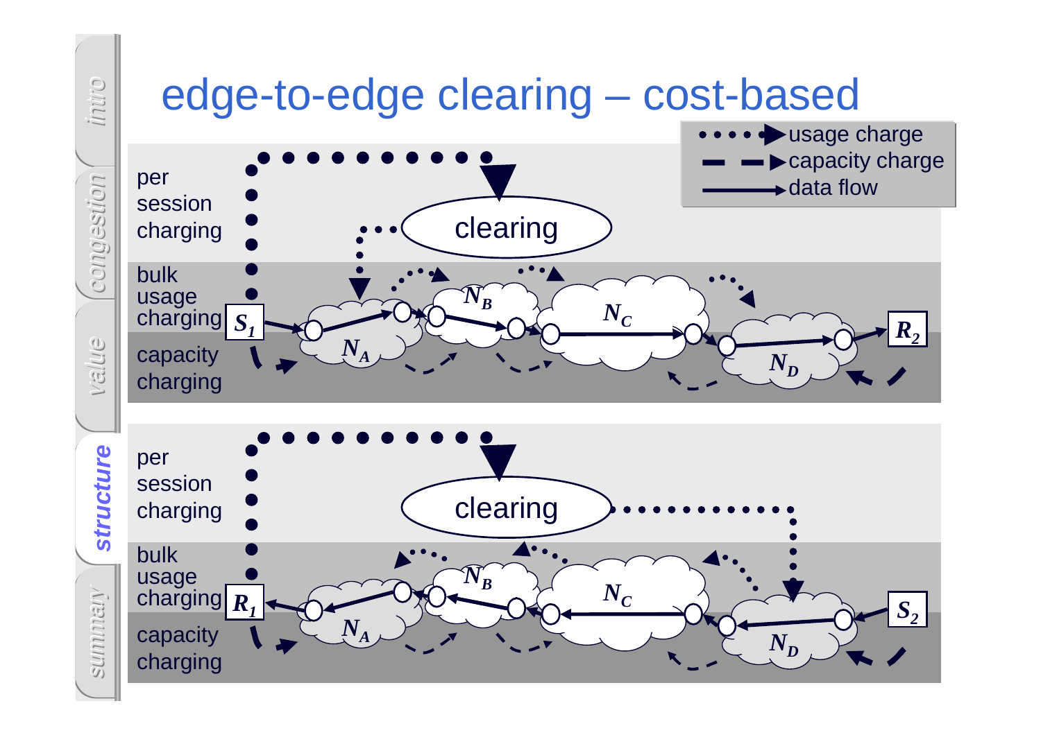# edge-to-edge clearing – cost-based

usage charge

capacity charge

data flow

per session charging

bulk usage charging

capacity charging

clearing

$S_1$

$N_A$

$N_B$

$N_C$

$N_D$

$R_2$

per session charging

bulk usage charging

capacity charging

clearing

$R_1$

$N_A$

$N_B$

$N_C$

$N_D$

$S_2$